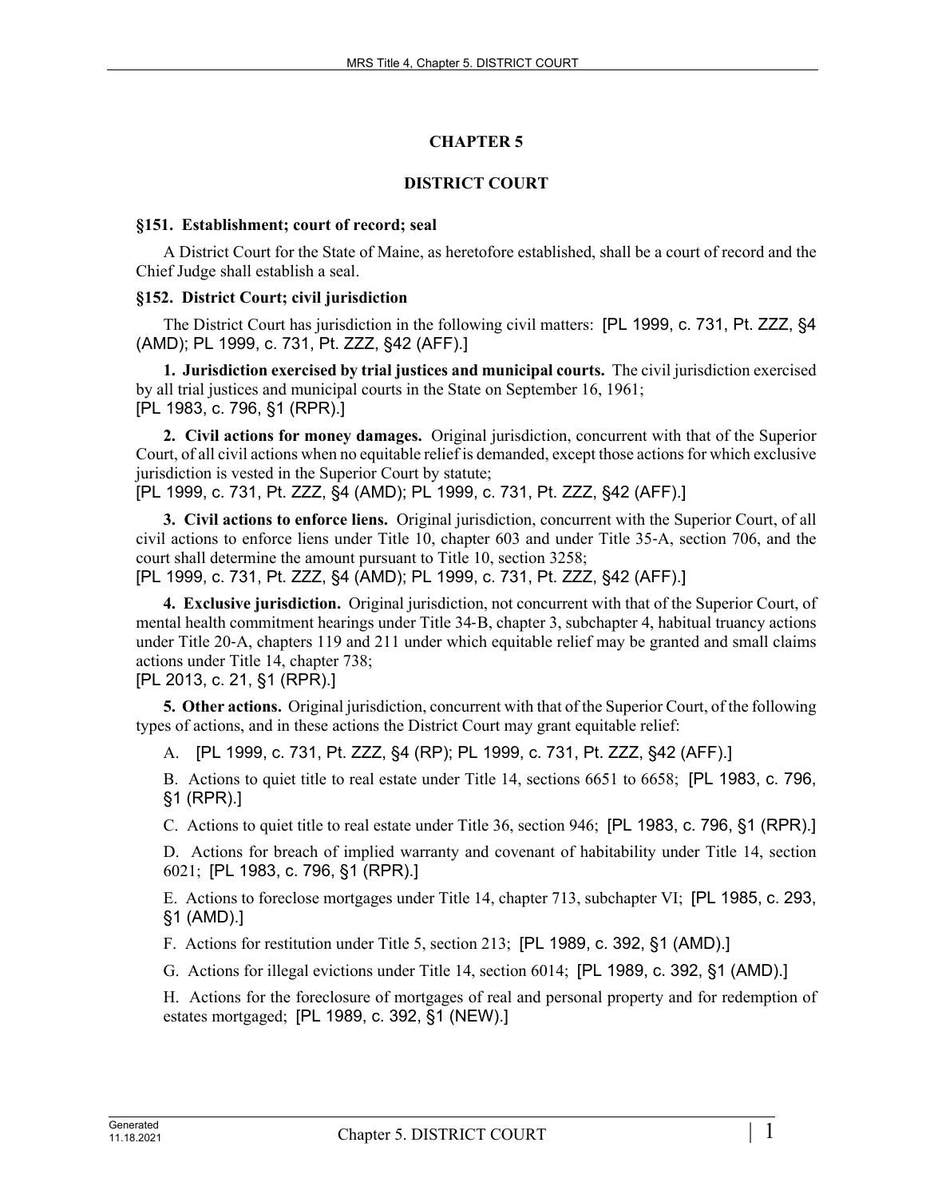# CHAPTER 5

# DISTRICT COURT

### §151. Establishment; court of record; seal

A District Court for the State of Maine, as heretofore established, shall be a court of record and the Chief Judge shall establish a seal.

### §152. District Court; civil jurisdiction

The District Court has jurisdiction in the following civil matters: [PL 1999, c. 731, Pt. ZZZ, §4 (AMD); PL 1999, c. 731, Pt. ZZZ, §42 (AFF).]

**1. Jurisdiction exercised by trial justices and municipal courts.** The civil jurisdiction exercised by all trial justices and municipal courts in the State on September 16, 1961;
[PL 1983, c. 796, §1 (RPR).]

**2. Civil actions for money damages.** Original jurisdiction, concurrent with that of the Superior Court, of all civil actions when no equitable relief is demanded, except those actions for which exclusive jurisdiction is vested in the Superior Court by statute;
[PL 1999, c. 731, Pt. ZZZ, §4 (AMD); PL 1999, c. 731, Pt. ZZZ, §42 (AFF).]

**3. Civil actions to enforce liens.** Original jurisdiction, concurrent with the Superior Court, of all civil actions to enforce liens under Title 10, chapter 603 and under Title 35-A, section 706, and the court shall determine the amount pursuant to Title 10, section 3258;
[PL 1999, c. 731, Pt. ZZZ, §4 (AMD); PL 1999, c. 731, Pt. ZZZ, §42 (AFF).]

**4. Exclusive jurisdiction.** Original jurisdiction, not concurrent with that of the Superior Court, of mental health commitment hearings under Title 34-B, chapter 3, subchapter 4, habitual truancy actions under Title 20-A, chapters 119 and 211 under which equitable relief may be granted and small claims actions under Title 14, chapter 738;
[PL 2013, c. 21, §1 (RPR).]

**5. Other actions.** Original jurisdiction, concurrent with that of the Superior Court, of the following types of actions, and in these actions the District Court may grant equitable relief:

A. [PL 1999, c. 731, Pt. ZZZ, §4 (RP); PL 1999, c. 731, Pt. ZZZ, §42 (AFF).]

B. Actions to quiet title to real estate under Title 14, sections 6651 to 6658; [PL 1983, c. 796, §1 (RPR).]

C. Actions to quiet title to real estate under Title 36, section 946; [PL 1983, c. 796, §1 (RPR).]

D. Actions for breach of implied warranty and covenant of habitability under Title 14, section 6021; [PL 1983, c. 796, §1 (RPR).]

E. Actions to foreclose mortgages under Title 14, chapter 713, subchapter VI; [PL 1985, c. 293, §1 (AMD).]

F. Actions for restitution under Title 5, section 213; [PL 1989, c. 392, §1 (AMD).]

G. Actions for illegal evictions under Title 14, section 6014; [PL 1989, c. 392, §1 (AMD).]

H. Actions for the foreclosure of mortgages of real and personal property and for redemption of estates mortgaged; [PL 1989, c. 392, §1 (NEW).]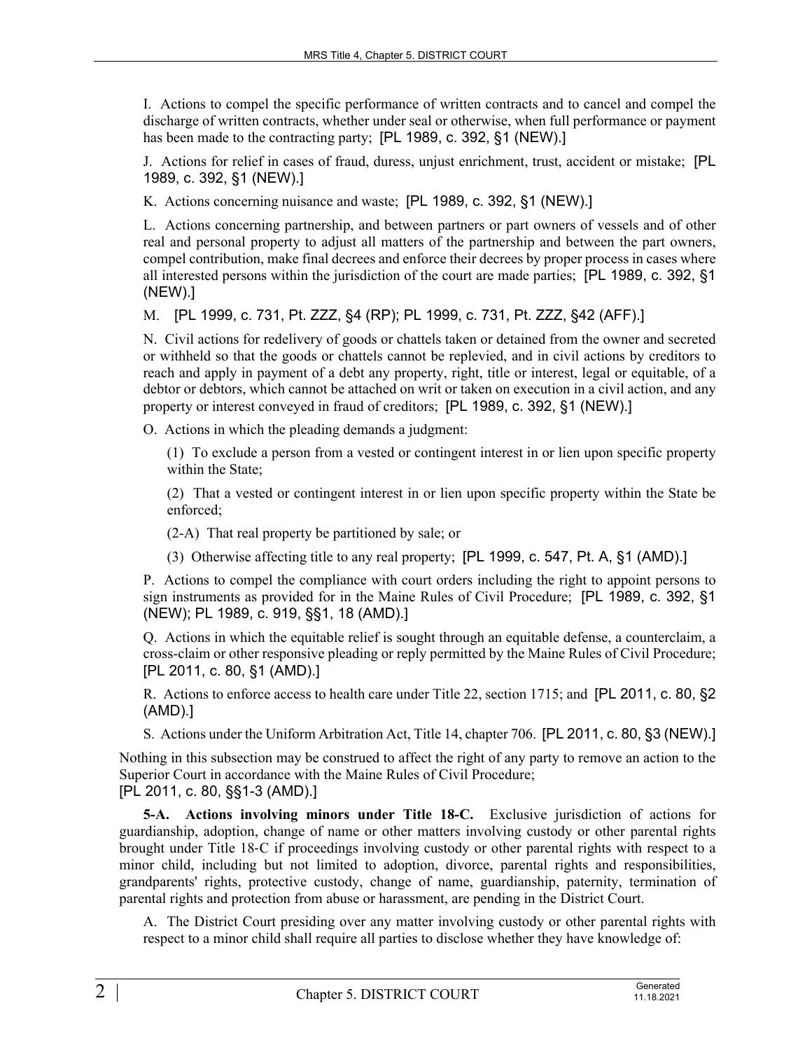I. Actions to compel the specific performance of written contracts and to cancel and compel the discharge of written contracts, whether under seal or otherwise, when full performance or payment has been made to the contracting party; [PL 1989, c. 392, §1 (NEW).]

J. Actions for relief in cases of fraud, duress, unjust enrichment, trust, accident or mistake; [PL 1989, c. 392, §1 (NEW).]

K. Actions concerning nuisance and waste; [PL 1989, c. 392, §1 (NEW).]

L. Actions concerning partnership, and between partners or part owners of vessels and of other real and personal property to adjust all matters of the partnership and between the part owners, compel contribution, make final decrees and enforce their decrees by proper process in cases where all interested persons within the jurisdiction of the court are made parties; [PL 1989, c. 392, §1 (NEW).]

M. [PL 1999, c. 731, Pt. ZZZ, §4 (RP); PL 1999, c. 731, Pt. ZZZ, §42 (AFF).]

N. Civil actions for redelivery of goods or chattels taken or detained from the owner and secreted or withheld so that the goods or chattels cannot be replevied, and in civil actions by creditors to reach and apply in payment of a debt any property, right, title or interest, legal or equitable, of a debtor or debtors, which cannot be attached on writ or taken on execution in a civil action, and any property or interest conveyed in fraud of creditors; [PL 1989, c. 392, §1 (NEW).]

O. Actions in which the pleading demands a judgment:

(1) To exclude a person from a vested or contingent interest in or lien upon specific property within the State;

(2) That a vested or contingent interest in or lien upon specific property within the State be enforced;

(2-A) That real property be partitioned by sale; or

(3) Otherwise affecting title to any real property; [PL 1999, c. 547, Pt. A, §1 (AMD).]

P. Actions to compel the compliance with court orders including the right to appoint persons to sign instruments as provided for in the Maine Rules of Civil Procedure; [PL 1989, c. 392, §1 (NEW); PL 1989, c. 919, §§1, 18 (AMD).]

Q. Actions in which the equitable relief is sought through an equitable defense, a counterclaim, a cross-claim or other responsive pleading or reply permitted by the Maine Rules of Civil Procedure; [PL 2011, c. 80, §1 (AMD).]

R. Actions to enforce access to health care under Title 22, section 1715; and [PL 2011, c. 80, §2 (AMD).]

S. Actions under the Uniform Arbitration Act, Title 14, chapter 706. [PL 2011, c. 80, §3 (NEW).]

Nothing in this subsection may be construed to affect the right of any party to remove an action to the Superior Court in accordance with the Maine Rules of Civil Procedure;
[PL 2011, c. 80, §§1-3 (AMD).]

**5-A. Actions involving minors under Title 18-C.** Exclusive jurisdiction of actions for guardianship, adoption, change of name or other matters involving custody or other parental rights brought under Title 18-C if proceedings involving custody or other parental rights with respect to a minor child, including but not limited to adoption, divorce, parental rights and responsibilities, grandparents' rights, protective custody, change of name, guardianship, paternity, termination of parental rights and protection from abuse or harassment, are pending in the District Court.

A. The District Court presiding over any matter involving custody or other parental rights with respect to a minor child shall require all parties to disclose whether they have knowledge of: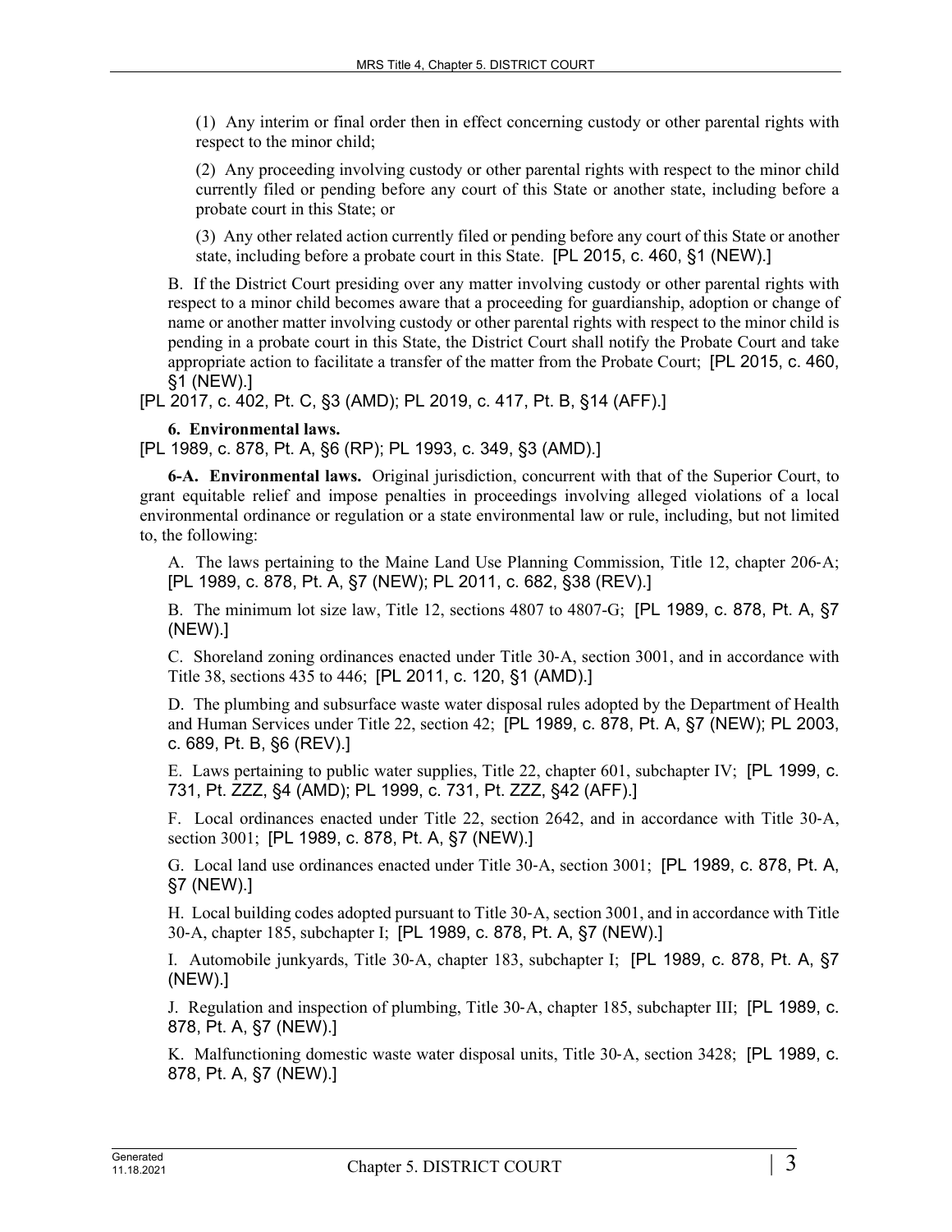(1) Any interim or final order then in effect concerning custody or other parental rights with respect to the minor child;

(2) Any proceeding involving custody or other parental rights with respect to the minor child currently filed or pending before any court of this State or another state, including before a probate court in this State; or

(3) Any other related action currently filed or pending before any court of this State or another state, including before a probate court in this State. [PL 2015, c. 460, §1 (NEW).]

B. If the District Court presiding over any matter involving custody or other parental rights with respect to a minor child becomes aware that a proceeding for guardianship, adoption or change of name or another matter involving custody or other parental rights with respect to the minor child is pending in a probate court in this State, the District Court shall notify the Probate Court and take appropriate action to facilitate a transfer of the matter from the Probate Court; [PL 2015, c. 460, §1 (NEW).]

[PL 2017, c. 402, Pt. C, §3 (AMD); PL 2019, c. 417, Pt. B, §14 (AFF).]

**6. Environmental laws.**

[PL 1989, c. 878, Pt. A, §6 (RP); PL 1993, c. 349, §3 (AMD).]

**6-A. Environmental laws.** Original jurisdiction, concurrent with that of the Superior Court, to grant equitable relief and impose penalties in proceedings involving alleged violations of a local environmental ordinance or regulation or a state environmental law or rule, including, but not limited to, the following:

A. The laws pertaining to the Maine Land Use Planning Commission, Title 12, chapter 206-A; [PL 1989, c. 878, Pt. A, §7 (NEW); PL 2011, c. 682, §38 (REV).]

B. The minimum lot size law, Title 12, sections 4807 to 4807-G; [PL 1989, c. 878, Pt. A, §7 (NEW).]

C. Shoreland zoning ordinances enacted under Title 30-A, section 3001, and in accordance with Title 38, sections 435 to 446; [PL 2011, c. 120, §1 (AMD).]

D. The plumbing and subsurface waste water disposal rules adopted by the Department of Health and Human Services under Title 22, section 42; [PL 1989, c. 878, Pt. A, §7 (NEW); PL 2003, c. 689, Pt. B, §6 (REV).]

E. Laws pertaining to public water supplies, Title 22, chapter 601, subchapter IV; [PL 1999, c. 731, Pt. ZZZ, §4 (AMD); PL 1999, c. 731, Pt. ZZZ, §42 (AFF).]

F. Local ordinances enacted under Title 22, section 2642, and in accordance with Title 30-A, section 3001; [PL 1989, c. 878, Pt. A, §7 (NEW).]

G. Local land use ordinances enacted under Title 30-A, section 3001; [PL 1989, c. 878, Pt. A, §7 (NEW).]

H. Local building codes adopted pursuant to Title 30-A, section 3001, and in accordance with Title 30-A, chapter 185, subchapter I; [PL 1989, c. 878, Pt. A, §7 (NEW).]

I. Automobile junkyards, Title 30-A, chapter 183, subchapter I; [PL 1989, c. 878, Pt. A, §7 (NEW).]

J. Regulation and inspection of plumbing, Title 30-A, chapter 185, subchapter III; [PL 1989, c. 878, Pt. A, §7 (NEW).]

K. Malfunctioning domestic waste water disposal units, Title 30-A, section 3428; [PL 1989, c. 878, Pt. A, §7 (NEW).]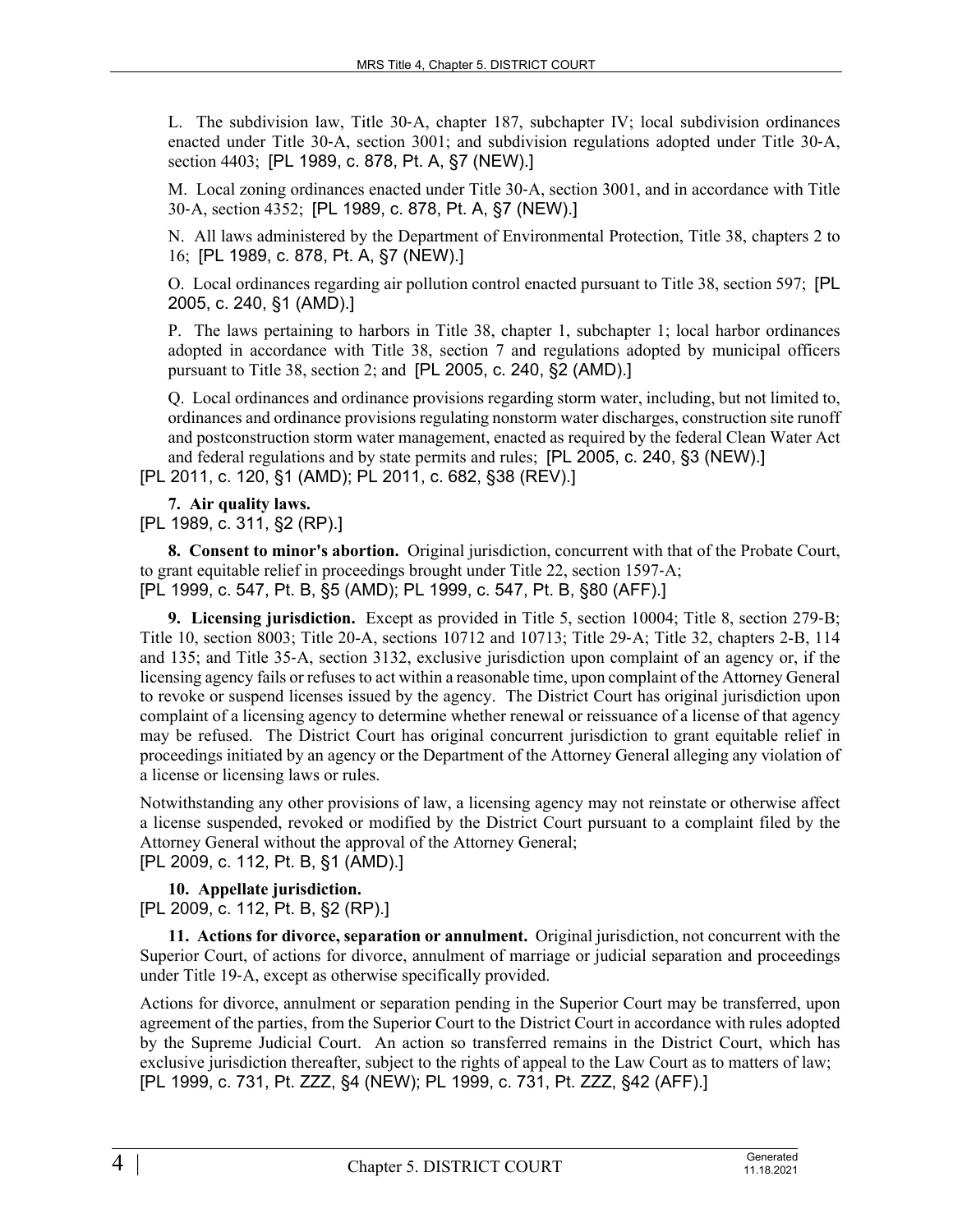L. The subdivision law, Title 30-A, chapter 187, subchapter IV; local subdivision ordinances enacted under Title 30-A, section 3001; and subdivision regulations adopted under Title 30-A, section 4403; [PL 1989, c. 878, Pt. A, §7 (NEW).]

M. Local zoning ordinances enacted under Title 30-A, section 3001, and in accordance with Title 30-A, section 4352; [PL 1989, c. 878, Pt. A, §7 (NEW).]

N. All laws administered by the Department of Environmental Protection, Title 38, chapters 2 to 16; [PL 1989, c. 878, Pt. A, §7 (NEW).]

O. Local ordinances regarding air pollution control enacted pursuant to Title 38, section 597; [PL 2005, c. 240, §1 (AMD).]

P. The laws pertaining to harbors in Title 38, chapter 1, subchapter 1; local harbor ordinances adopted in accordance with Title 38, section 7 and regulations adopted by municipal officers pursuant to Title 38, section 2; and [PL 2005, c. 240, §2 (AMD).]

Q. Local ordinances and ordinance provisions regarding storm water, including, but not limited to, ordinances and ordinance provisions regulating nonstorm water discharges, construction site runoff and postconstruction storm water management, enacted as required by the federal Clean Water Act and federal regulations and by state permits and rules; [PL 2005, c. 240, §3 (NEW).]

[PL 2011, c. 120, §1 (AMD); PL 2011, c. 682, §38 (REV).]

**7. Air quality laws.**

[PL 1989, c. 311, §2 (RP).]

**8. Consent to minor's abortion.** Original jurisdiction, concurrent with that of the Probate Court, to grant equitable relief in proceedings brought under Title 22, section 1597-A;

[PL 1999, c. 547, Pt. B, §5 (AMD); PL 1999, c. 547, Pt. B, §80 (AFF).]

**9. Licensing jurisdiction.** Except as provided in Title 5, section 10004; Title 8, section 279-B; Title 10, section 8003; Title 20-A, sections 10712 and 10713; Title 29-A; Title 32, chapters 2-B, 114 and 135; and Title 35-A, section 3132, exclusive jurisdiction upon complaint of an agency or, if the licensing agency fails or refuses to act within a reasonable time, upon complaint of the Attorney General to revoke or suspend licenses issued by the agency. The District Court has original jurisdiction upon complaint of a licensing agency to determine whether renewal or reissuance of a license of that agency may be refused. The District Court has original concurrent jurisdiction to grant equitable relief in proceedings initiated by an agency or the Department of the Attorney General alleging any violation of a license or licensing laws or rules.

Notwithstanding any other provisions of law, a licensing agency may not reinstate or otherwise affect a license suspended, revoked or modified by the District Court pursuant to a complaint filed by the Attorney General without the approval of the Attorney General;

[PL 2009, c. 112, Pt. B, §1 (AMD).]

**10. Appellate jurisdiction.**

[PL 2009, c. 112, Pt. B, §2 (RP).]

**11. Actions for divorce, separation or annulment.** Original jurisdiction, not concurrent with the Superior Court, of actions for divorce, annulment of marriage or judicial separation and proceedings under Title 19-A, except as otherwise specifically provided.

Actions for divorce, annulment or separation pending in the Superior Court may be transferred, upon agreement of the parties, from the Superior Court to the District Court in accordance with rules adopted by the Supreme Judicial Court. An action so transferred remains in the District Court, which has exclusive jurisdiction thereafter, subject to the rights of appeal to the Law Court as to matters of law;

[PL 1999, c. 731, Pt. ZZZ, §4 (NEW); PL 1999, c. 731, Pt. ZZZ, §42 (AFF).]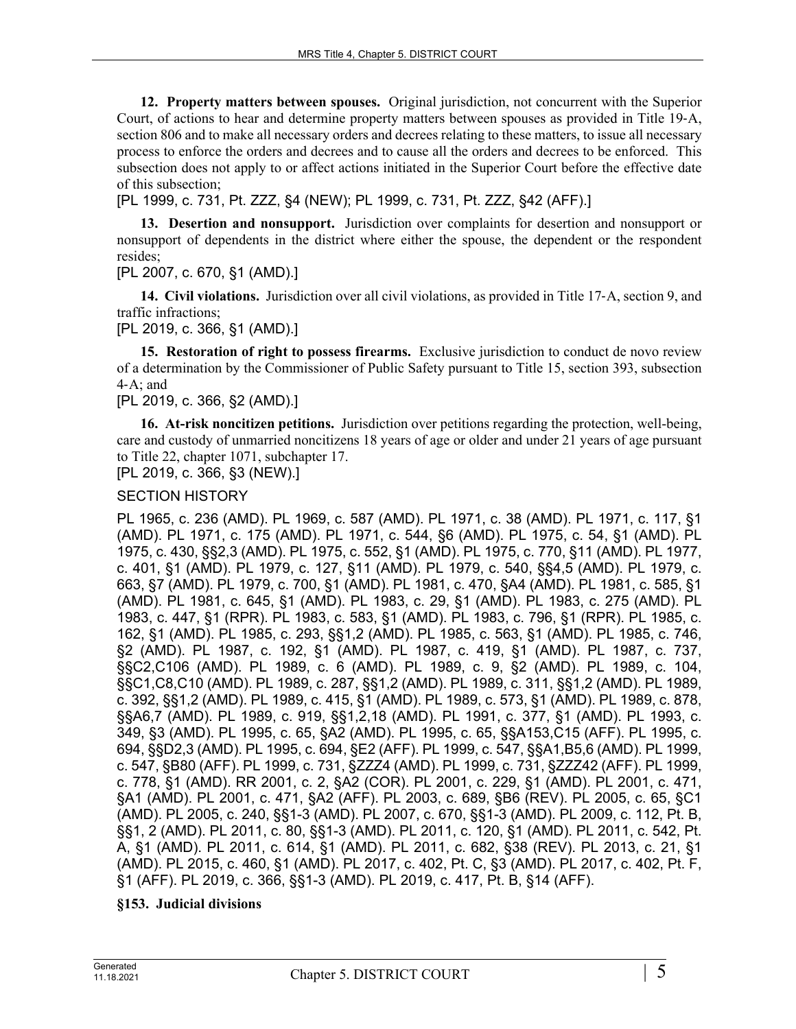**12. Property matters between spouses.** Original jurisdiction, not concurrent with the Superior Court, of actions to hear and determine property matters between spouses as provided in Title 19-A, section 806 and to make all necessary orders and decrees relating to these matters, to issue all necessary process to enforce the orders and decrees and to cause all the orders and decrees to be enforced. This subsection does not apply to or affect actions initiated in the Superior Court before the effective date of this subsection;

[PL 1999, c. 731, Pt. ZZZ, §4 (NEW); PL 1999, c. 731, Pt. ZZZ, §42 (AFF).]

**13. Desertion and nonsupport.** Jurisdiction over complaints for desertion and nonsupport or nonsupport of dependents in the district where either the spouse, the dependent or the respondent resides;

[PL 2007, c. 670, §1 (AMD).]

**14. Civil violations.** Jurisdiction over all civil violations, as provided in Title 17-A, section 9, and traffic infractions;

[PL 2019, c. 366, §1 (AMD).]

**15. Restoration of right to possess firearms.** Exclusive jurisdiction to conduct de novo review of a determination by the Commissioner of Public Safety pursuant to Title 15, section 393, subsection 4-A; and

[PL 2019, c. 366, §2 (AMD).]

**16. At-risk noncitizen petitions.** Jurisdiction over petitions regarding the protection, well-being, care and custody of unmarried noncitizens 18 years of age or older and under 21 years of age pursuant to Title 22, chapter 1071, subchapter 17.

[PL 2019, c. 366, §3 (NEW).]

SECTION HISTORY

PL 1965, c. 236 (AMD). PL 1969, c. 587 (AMD). PL 1971, c. 38 (AMD). PL 1971, c. 117, §1 (AMD). PL 1971, c. 175 (AMD). PL 1971, c. 544, §6 (AMD). PL 1975, c. 54, §1 (AMD). PL 1975, c. 430, §§2,3 (AMD). PL 1975, c. 552, §1 (AMD). PL 1975, c. 770, §11 (AMD). PL 1977, c. 401, §1 (AMD). PL 1979, c. 127, §11 (AMD). PL 1979, c. 540, §§4,5 (AMD). PL 1979, c. 663, §7 (AMD). PL 1979, c. 700, §1 (AMD). PL 1981, c. 470, §A4 (AMD). PL 1981, c. 585, §1 (AMD). PL 1981, c. 645, §1 (AMD). PL 1983, c. 29, §1 (AMD). PL 1983, c. 275 (AMD). PL 1983, c. 447, §1 (RPR). PL 1983, c. 583, §1 (AMD). PL 1983, c. 796, §1 (RPR). PL 1985, c. 162, §1 (AMD). PL 1985, c. 293, §§1,2 (AMD). PL 1985, c. 563, §1 (AMD). PL 1985, c. 746, §2 (AMD). PL 1987, c. 192, §1 (AMD). PL 1987, c. 419, §1 (AMD). PL 1987, c. 737, §§C2,C106 (AMD). PL 1989, c. 6 (AMD). PL 1989, c. 9, §2 (AMD). PL 1989, c. 104, §§C1,C8,C10 (AMD). PL 1989, c. 287, §§1,2 (AMD). PL 1989, c. 311, §§1,2 (AMD). PL 1989, c. 392, §§1,2 (AMD). PL 1989, c. 415, §1 (AMD). PL 1989, c. 573, §1 (AMD). PL 1989, c. 878, §§A6,7 (AMD). PL 1989, c. 919, §§1,2,18 (AMD). PL 1991, c. 377, §1 (AMD). PL 1993, c. 349, §3 (AMD). PL 1995, c. 65, §A2 (AMD). PL 1995, c. 65, §§A153,C15 (AFF). PL 1995, c. 694, §§D2,3 (AMD). PL 1995, c. 694, §E2 (AFF). PL 1999, c. 547, §§A1,B5,6 (AMD). PL 1999, c. 547, §B80 (AFF). PL 1999, c. 731, §ZZZ4 (AMD). PL 1999, c. 731, §ZZZ42 (AFF). PL 1999, c. 778, §1 (AMD). RR 2001, c. 2, §A2 (COR). PL 2001, c. 229, §1 (AMD). PL 2001, c. 471, §A1 (AMD). PL 2001, c. 471, §A2 (AFF). PL 2003, c. 689, §B6 (REV). PL 2005, c. 65, §C1 (AMD). PL 2005, c. 240, §§1-3 (AMD). PL 2007, c. 670, §§1-3 (AMD). PL 2009, c. 112, Pt. B, §§1, 2 (AMD). PL 2011, c. 80, §§1-3 (AMD). PL 2011, c. 120, §1 (AMD). PL 2011, c. 542, Pt. A, §1 (AMD). PL 2011, c. 614, §1 (AMD). PL 2011, c. 682, §38 (REV). PL 2013, c. 21, §1 (AMD). PL 2015, c. 460, §1 (AMD). PL 2017, c. 402, Pt. C, §3 (AMD). PL 2017, c. 402, Pt. F, §1 (AFF). PL 2019, c. 366, §§1-3 (AMD). PL 2019, c. 417, Pt. B, §14 (AFF).

### §153. Judicial divisions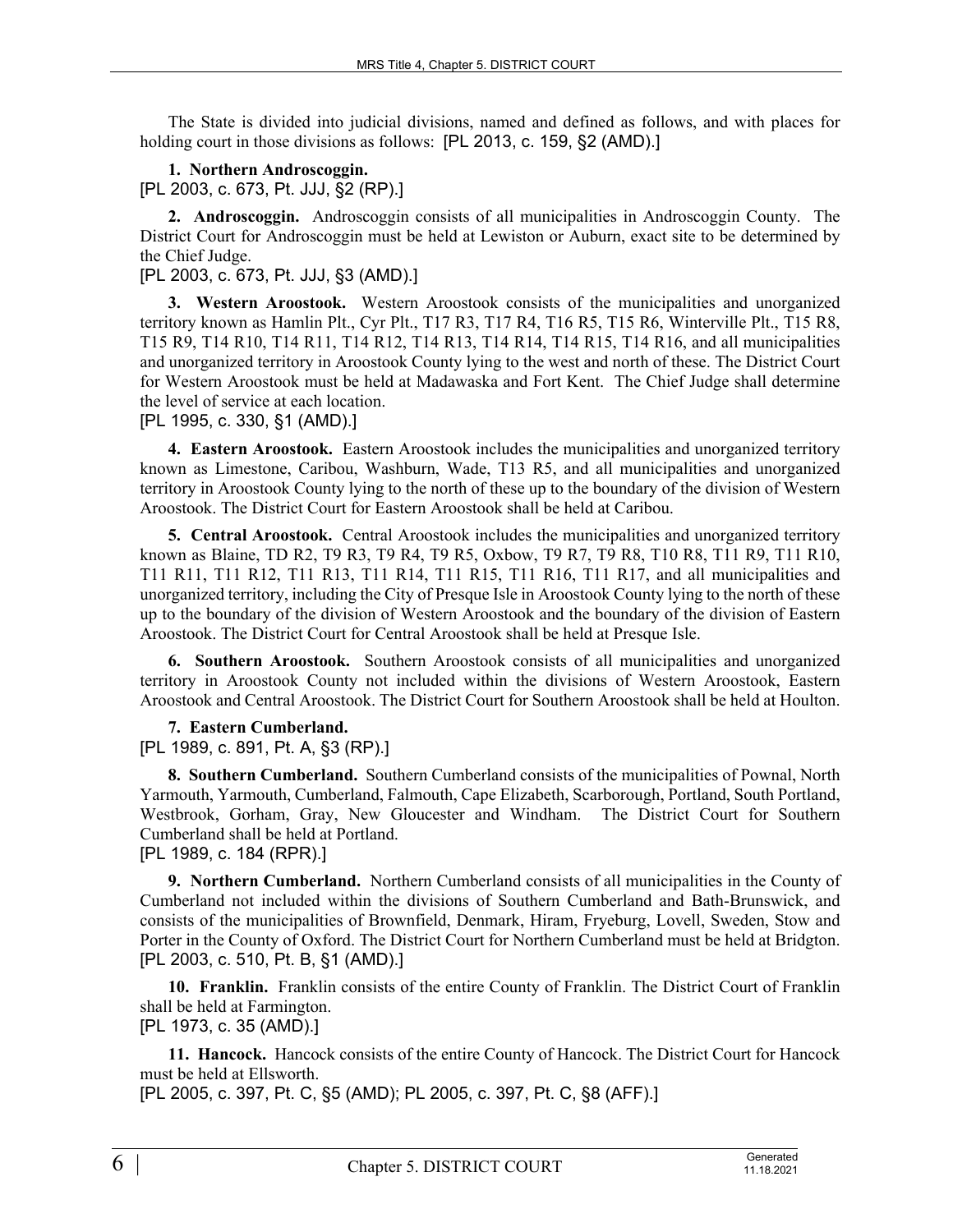The State is divided into judicial divisions, named and defined as follows, and with places for holding court in those divisions as follows: [PL 2013, c. 159, §2 (AMD).]

**1. Northern Androscoggin.**
[PL 2003, c. 673, Pt. JJJ, §2 (RP).]

**2. Androscoggin.** Androscoggin consists of all municipalities in Androscoggin County. The District Court for Androscoggin must be held at Lewiston or Auburn, exact site to be determined by the Chief Judge.
[PL 2003, c. 673, Pt. JJJ, §3 (AMD).]

**3. Western Aroostook.** Western Aroostook consists of the municipalities and unorganized territory known as Hamlin Plt., Cyr Plt., T17 R3, T17 R4, T16 R5, T15 R6, Winterville Plt., T15 R8, T15 R9, T14 R10, T14 R11, T14 R12, T14 R13, T14 R14, T14 R15, T14 R16, and all municipalities and unorganized territory in Aroostook County lying to the west and north of these. The District Court for Western Aroostook must be held at Madawaska and Fort Kent. The Chief Judge shall determine the level of service at each location.
[PL 1995, c. 330, §1 (AMD).]

**4. Eastern Aroostook.** Eastern Aroostook includes the municipalities and unorganized territory known as Limestone, Caribou, Washburn, Wade, T13 R5, and all municipalities and unorganized territory in Aroostook County lying to the north of these up to the boundary of the division of Western Aroostook. The District Court for Eastern Aroostook shall be held at Caribou.

**5. Central Aroostook.** Central Aroostook includes the municipalities and unorganized territory known as Blaine, TD R2, T9 R3, T9 R4, T9 R5, Oxbow, T9 R7, T9 R8, T10 R8, T11 R9, T11 R10, T11 R11, T11 R12, T11 R13, T11 R14, T11 R15, T11 R16, T11 R17, and all municipalities and unorganized territory, including the City of Presque Isle in Aroostook County lying to the north of these up to the boundary of the division of Western Aroostook and the boundary of the division of Eastern Aroostook. The District Court for Central Aroostook shall be held at Presque Isle.

**6. Southern Aroostook.** Southern Aroostook consists of all municipalities and unorganized territory in Aroostook County not included within the divisions of Western Aroostook, Eastern Aroostook and Central Aroostook. The District Court for Southern Aroostook shall be held at Houlton.

**7. Eastern Cumberland.**
[PL 1989, c. 891, Pt. A, §3 (RP).]

**8. Southern Cumberland.** Southern Cumberland consists of the municipalities of Pownal, North Yarmouth, Yarmouth, Cumberland, Falmouth, Cape Elizabeth, Scarborough, Portland, South Portland, Westbrook, Gorham, Gray, New Gloucester and Windham. The District Court for Southern Cumberland shall be held at Portland.
[PL 1989, c. 184 (RPR).]

**9. Northern Cumberland.** Northern Cumberland consists of all municipalities in the County of Cumberland not included within the divisions of Southern Cumberland and Bath-Brunswick, and consists of the municipalities of Brownfield, Denmark, Hiram, Fryeburg, Lovell, Sweden, Stow and Porter in the County of Oxford. The District Court for Northern Cumberland must be held at Bridgton.
[PL 2003, c. 510, Pt. B, §1 (AMD).]

**10. Franklin.** Franklin consists of the entire County of Franklin. The District Court of Franklin shall be held at Farmington.
[PL 1973, c. 35 (AMD).]

**11. Hancock.** Hancock consists of the entire County of Hancock. The District Court for Hancock must be held at Ellsworth.
[PL 2005, c. 397, Pt. C, §5 (AMD); PL 2005, c. 397, Pt. C, §8 (AFF).]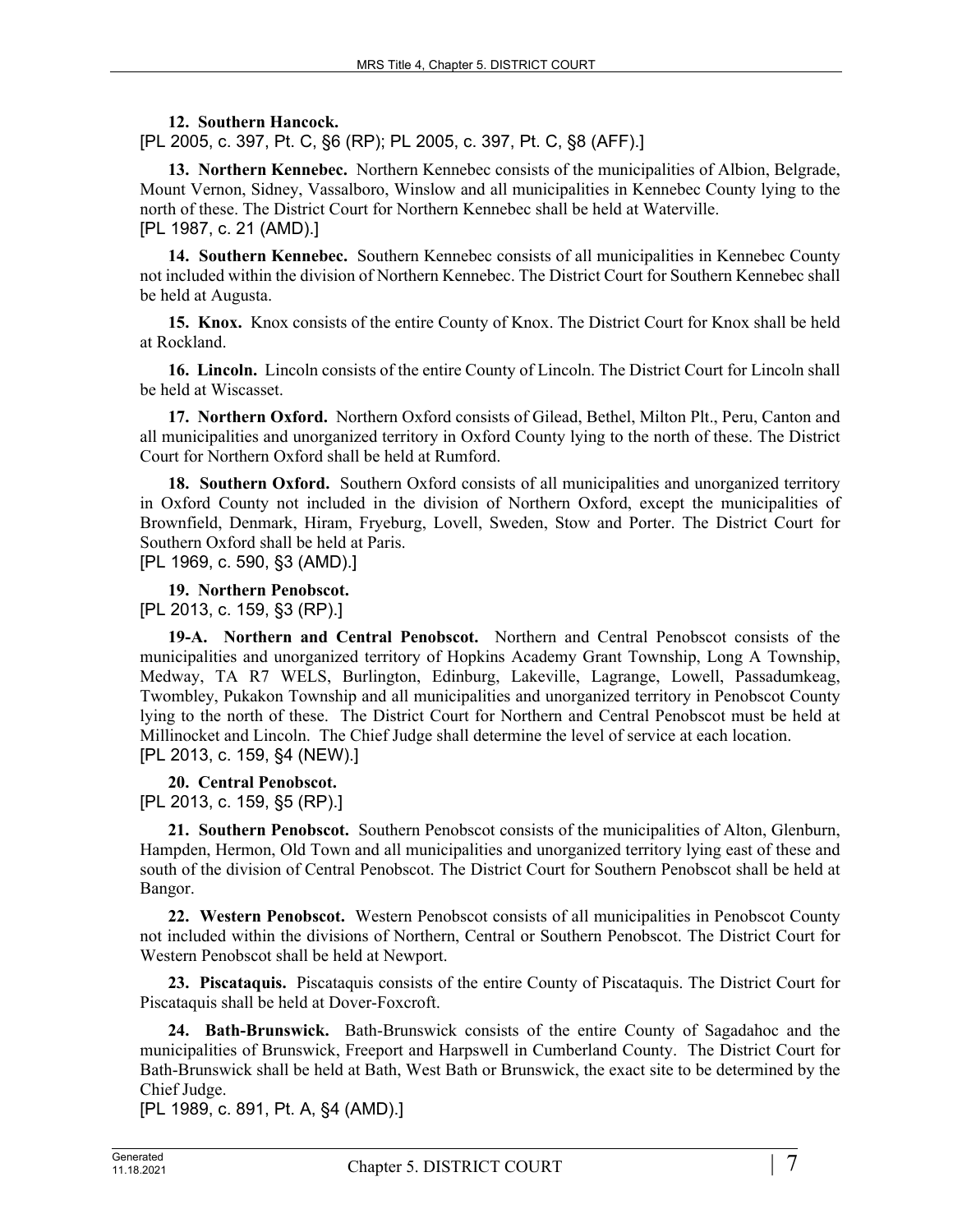**12. Southern Hancock.**
[PL 2005, c. 397, Pt. C, §6 (RP); PL 2005, c. 397, Pt. C, §8 (AFF).]

**13. Northern Kennebec.** Northern Kennebec consists of the municipalities of Albion, Belgrade, Mount Vernon, Sidney, Vassalboro, Winslow and all municipalities in Kennebec County lying to the north of these. The District Court for Northern Kennebec shall be held at Waterville.
[PL 1987, c. 21 (AMD).]

**14. Southern Kennebec.** Southern Kennebec consists of all municipalities in Kennebec County not included within the division of Northern Kennebec. The District Court for Southern Kennebec shall be held at Augusta.

**15. Knox.** Knox consists of the entire County of Knox. The District Court for Knox shall be held at Rockland.

**16. Lincoln.** Lincoln consists of the entire County of Lincoln. The District Court for Lincoln shall be held at Wiscasset.

**17. Northern Oxford.** Northern Oxford consists of Gilead, Bethel, Milton Plt., Peru, Canton and all municipalities and unorganized territory in Oxford County lying to the north of these. The District Court for Northern Oxford shall be held at Rumford.

**18. Southern Oxford.** Southern Oxford consists of all municipalities and unorganized territory in Oxford County not included in the division of Northern Oxford, except the municipalities of Brownfield, Denmark, Hiram, Fryeburg, Lovell, Sweden, Stow and Porter. The District Court for Southern Oxford shall be held at Paris.
[PL 1969, c. 590, §3 (AMD).]

**19. Northern Penobscot.**
[PL 2013, c. 159, §3 (RP).]

**19-A. Northern and Central Penobscot.** Northern and Central Penobscot consists of the municipalities and unorganized territory of Hopkins Academy Grant Township, Long A Township, Medway, TA R7 WELS, Burlington, Edinburg, Lakeville, Lagrange, Lowell, Passadumkeag, Twombley, Pukakon Township and all municipalities and unorganized territory in Penobscot County lying to the north of these. The District Court for Northern and Central Penobscot must be held at Millinocket and Lincoln. The Chief Judge shall determine the level of service at each location.
[PL 2013, c. 159, §4 (NEW).]

**20. Central Penobscot.**
[PL 2013, c. 159, §5 (RP).]

**21. Southern Penobscot.** Southern Penobscot consists of the municipalities of Alton, Glenburn, Hampden, Hermon, Old Town and all municipalities and unorganized territory lying east of these and south of the division of Central Penobscot. The District Court for Southern Penobscot shall be held at Bangor.

**22. Western Penobscot.** Western Penobscot consists of all municipalities in Penobscot County not included within the divisions of Northern, Central or Southern Penobscot. The District Court for Western Penobscot shall be held at Newport.

**23. Piscataquis.** Piscataquis consists of the entire County of Piscataquis. The District Court for Piscataquis shall be held at Dover-Foxcroft.

**24. Bath-Brunswick.** Bath-Brunswick consists of the entire County of Sagadahoc and the municipalities of Brunswick, Freeport and Harpswell in Cumberland County. The District Court for Bath-Brunswick shall be held at Bath, West Bath or Brunswick, the exact site to be determined by the Chief Judge.
[PL 1989, c. 891, Pt. A, §4 (AMD).]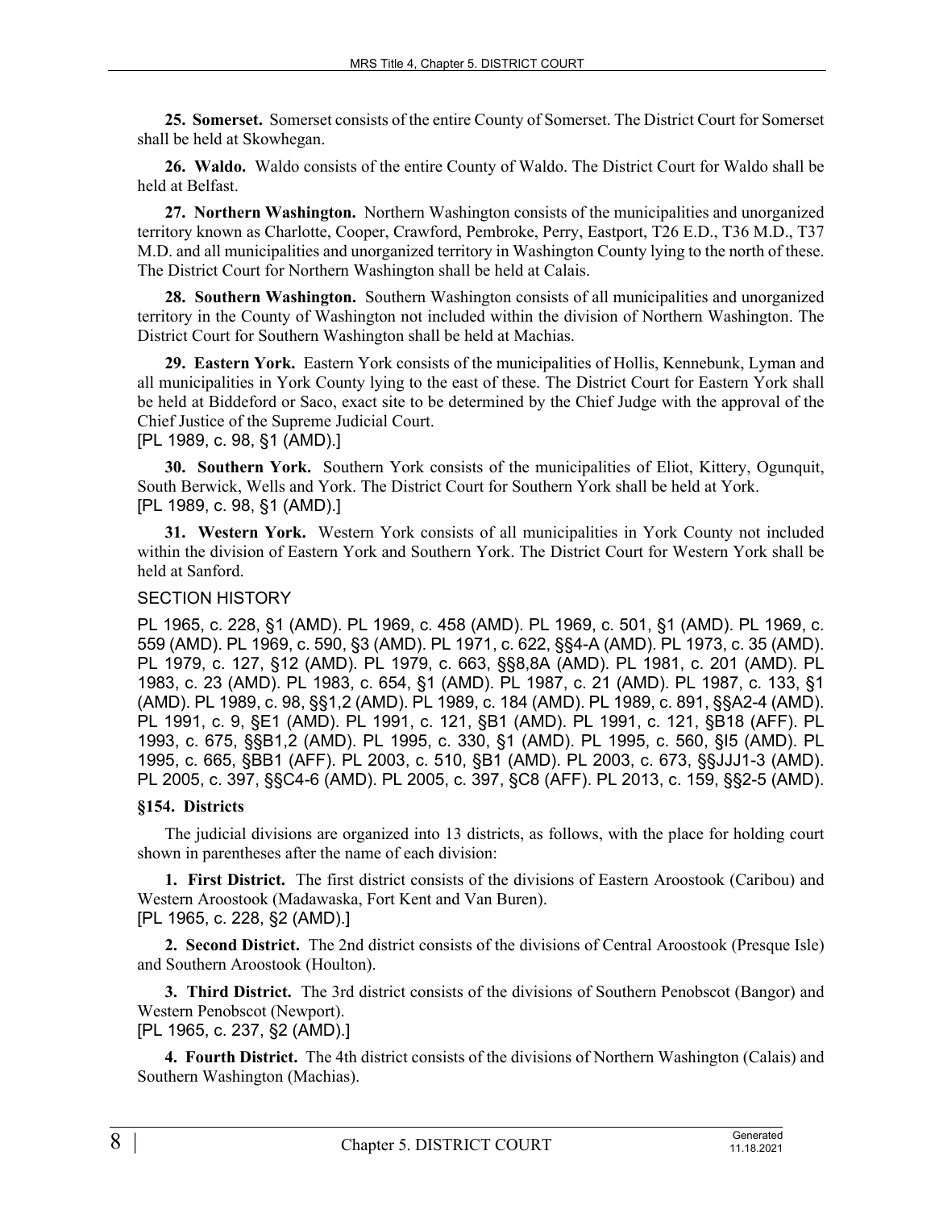**25. Somerset.** Somerset consists of the entire County of Somerset. The District Court for Somerset shall be held at Skowhegan.

**26. Waldo.** Waldo consists of the entire County of Waldo. The District Court for Waldo shall be held at Belfast.

**27. Northern Washington.** Northern Washington consists of the municipalities and unorganized territory known as Charlotte, Cooper, Crawford, Pembroke, Perry, Eastport, T26 E.D., T36 M.D., T37 M.D. and all municipalities and unorganized territory in Washington County lying to the north of these. The District Court for Northern Washington shall be held at Calais.

**28. Southern Washington.** Southern Washington consists of all municipalities and unorganized territory in the County of Washington not included within the division of Northern Washington. The District Court for Southern Washington shall be held at Machias.

**29. Eastern York.** Eastern York consists of the municipalities of Hollis, Kennebunk, Lyman and all municipalities in York County lying to the east of these. The District Court for Eastern York shall be held at Biddeford or Saco, exact site to be determined by the Chief Judge with the approval of the Chief Justice of the Supreme Judicial Court.
[PL 1989, c. 98, §1 (AMD).]

**30. Southern York.** Southern York consists of the municipalities of Eliot, Kittery, Ogunquit, South Berwick, Wells and York. The District Court for Southern York shall be held at York.
[PL 1989, c. 98, §1 (AMD).]

**31. Western York.** Western York consists of all municipalities in York County not included within the division of Eastern York and Southern York. The District Court for Western York shall be held at Sanford.

SECTION HISTORY

PL 1965, c. 228, §1 (AMD). PL 1969, c. 458 (AMD). PL 1969, c. 501, §1 (AMD). PL 1969, c. 559 (AMD). PL 1969, c. 590, §3 (AMD). PL 1971, c. 622, §§4-A (AMD). PL 1973, c. 35 (AMD). PL 1979, c. 127, §12 (AMD). PL 1979, c. 663, §§8,8A (AMD). PL 1981, c. 201 (AMD). PL 1983, c. 23 (AMD). PL 1983, c. 654, §1 (AMD). PL 1987, c. 21 (AMD). PL 1987, c. 133, §1 (AMD). PL 1989, c. 98, §§1,2 (AMD). PL 1989, c. 184 (AMD). PL 1989, c. 891, §§A2-4 (AMD). PL 1991, c. 9, §E1 (AMD). PL 1991, c. 121, §B1 (AMD). PL 1991, c. 121, §B18 (AFF). PL 1993, c. 675, §§B1,2 (AMD). PL 1995, c. 330, §1 (AMD). PL 1995, c. 560, §I5 (AMD). PL 1995, c. 665, §BB1 (AFF). PL 2003, c. 510, §B1 (AMD). PL 2003, c. 673, §§JJJ1-3 (AMD). PL 2005, c. 397, §§C4-6 (AMD). PL 2005, c. 397, §C8 (AFF). PL 2013, c. 159, §§2-5 (AMD).

### §154. Districts

The judicial divisions are organized into 13 districts, as follows, with the place for holding court shown in parentheses after the name of each division:

**1. First District.** The first district consists of the divisions of Eastern Aroostook (Caribou) and Western Aroostook (Madawaska, Fort Kent and Van Buren).
[PL 1965, c. 228, §2 (AMD).]

**2. Second District.** The 2nd district consists of the divisions of Central Aroostook (Presque Isle) and Southern Aroostook (Houlton).

**3. Third District.** The 3rd district consists of the divisions of Southern Penobscot (Bangor) and Western Penobscot (Newport).
[PL 1965, c. 237, §2 (AMD).]

**4. Fourth District.** The 4th district consists of the divisions of Northern Washington (Calais) and Southern Washington (Machias).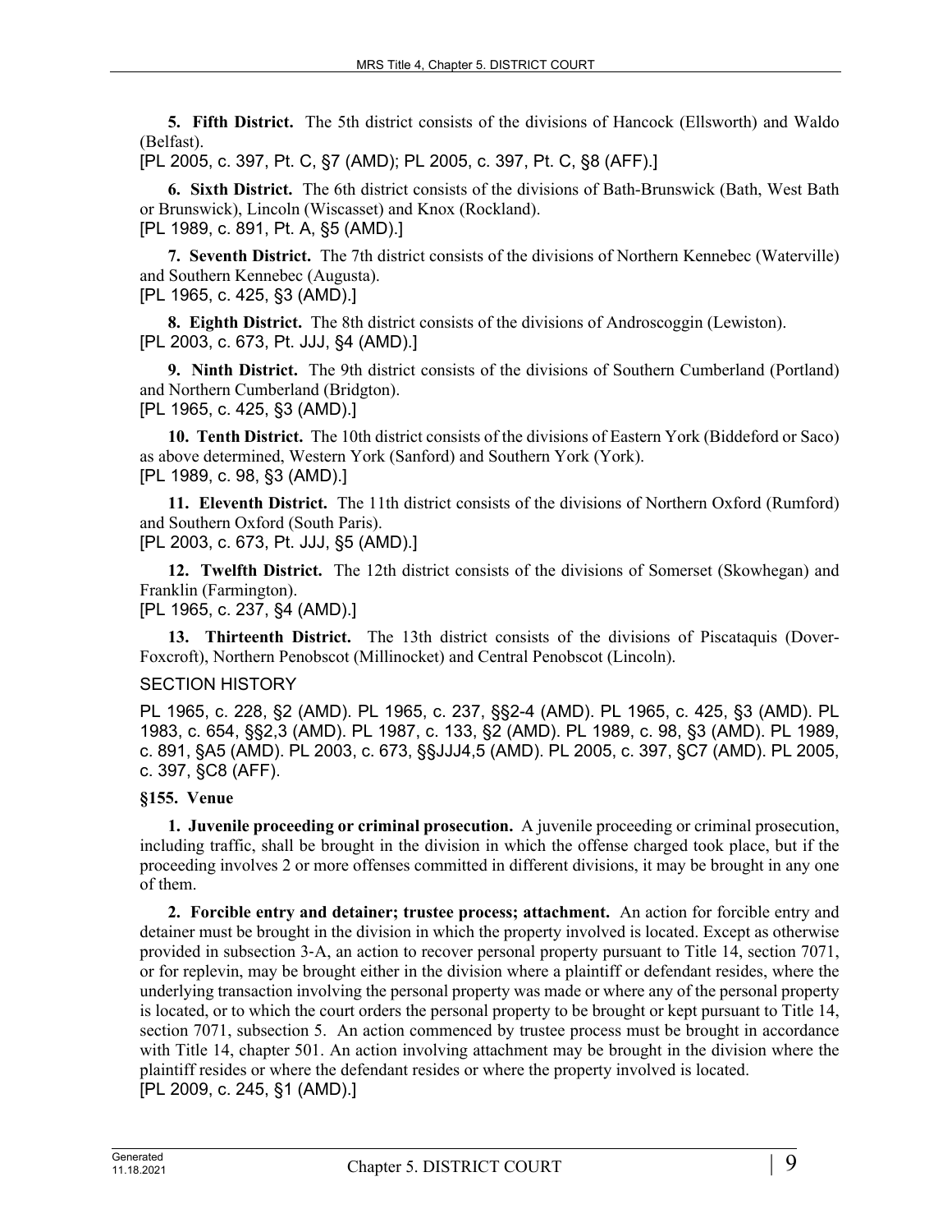**5. Fifth District.** The 5th district consists of the divisions of Hancock (Ellsworth) and Waldo (Belfast).
[PL 2005, c. 397, Pt. C, §7 (AMD); PL 2005, c. 397, Pt. C, §8 (AFF).]

**6. Sixth District.** The 6th district consists of the divisions of Bath-Brunswick (Bath, West Bath or Brunswick), Lincoln (Wiscasset) and Knox (Rockland).
[PL 1989, c. 891, Pt. A, §5 (AMD).]

**7. Seventh District.** The 7th district consists of the divisions of Northern Kennebec (Waterville) and Southern Kennebec (Augusta).
[PL 1965, c. 425, §3 (AMD).]

**8. Eighth District.** The 8th district consists of the divisions of Androscoggin (Lewiston).
[PL 2003, c. 673, Pt. JJJ, §4 (AMD).]

**9. Ninth District.** The 9th district consists of the divisions of Southern Cumberland (Portland) and Northern Cumberland (Bridgton).
[PL 1965, c. 425, §3 (AMD).]

**10. Tenth District.** The 10th district consists of the divisions of Eastern York (Biddeford or Saco) as above determined, Western York (Sanford) and Southern York (York).
[PL 1989, c. 98, §3 (AMD).]

**11. Eleventh District.** The 11th district consists of the divisions of Northern Oxford (Rumford) and Southern Oxford (South Paris).
[PL 2003, c. 673, Pt. JJJ, §5 (AMD).]

**12. Twelfth District.** The 12th district consists of the divisions of Somerset (Skowhegan) and Franklin (Farmington).
[PL 1965, c. 237, §4 (AMD).]

**13. Thirteenth District.** The 13th district consists of the divisions of Piscataquis (Dover-Foxcroft), Northern Penobscot (Millinocket) and Central Penobscot (Lincoln).

SECTION HISTORY

PL 1965, c. 228, §2 (AMD). PL 1965, c. 237, §§2-4 (AMD). PL 1965, c. 425, §3 (AMD). PL 1983, c. 654, §§2,3 (AMD). PL 1987, c. 133, §2 (AMD). PL 1989, c. 98, §3 (AMD). PL 1989, c. 891, §A5 (AMD). PL 2003, c. 673, §§JJJ4,5 (AMD). PL 2005, c. 397, §C7 (AMD). PL 2005, c. 397, §C8 (AFF).

### §155. Venue

**1. Juvenile proceeding or criminal prosecution.** A juvenile proceeding or criminal prosecution, including traffic, shall be brought in the division in which the offense charged took place, but if the proceeding involves 2 or more offenses committed in different divisions, it may be brought in any one of them.

**2. Forcible entry and detainer; trustee process; attachment.** An action for forcible entry and detainer must be brought in the division in which the property involved is located. Except as otherwise provided in subsection 3-A, an action to recover personal property pursuant to Title 14, section 7071, or for replevin, may be brought either in the division where a plaintiff or defendant resides, where the underlying transaction involving the personal property was made or where any of the personal property is located, or to which the court orders the personal property to be brought or kept pursuant to Title 14, section 7071, subsection 5. An action commenced by trustee process must be brought in accordance with Title 14, chapter 501. An action involving attachment may be brought in the division where the plaintiff resides or where the defendant resides or where the property involved is located.
[PL 2009, c. 245, §1 (AMD).]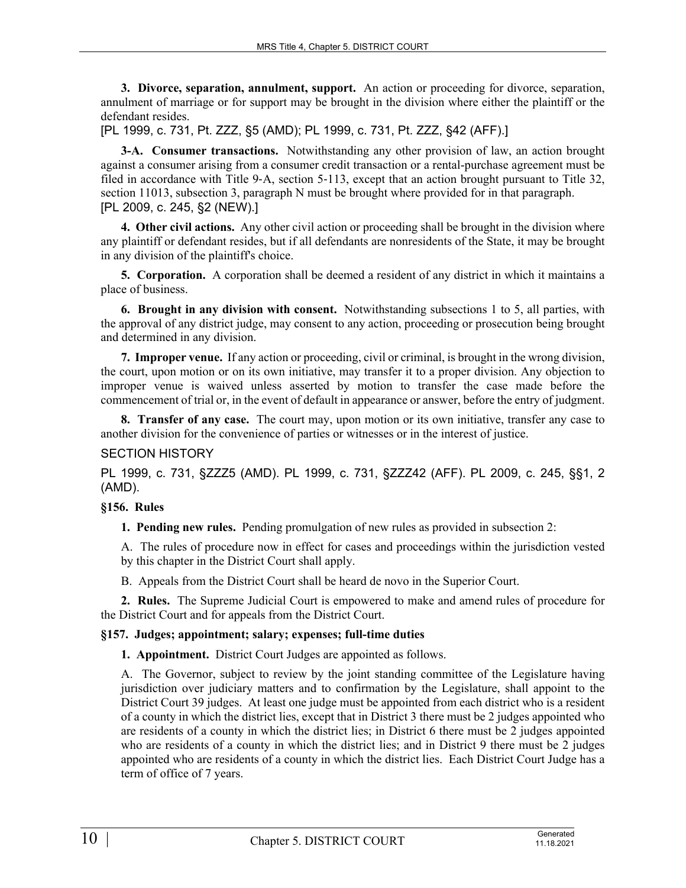**3. Divorce, separation, annulment, support.** An action or proceeding for divorce, separation, annulment of marriage or for support may be brought in the division where either the plaintiff or the defendant resides.

[PL 1999, c. 731, Pt. ZZZ, §5 (AMD); PL 1999, c. 731, Pt. ZZZ, §42 (AFF).]

**3-A. Consumer transactions.** Notwithstanding any other provision of law, an action brought against a consumer arising from a consumer credit transaction or a rental-purchase agreement must be filed in accordance with Title 9-A, section 5-113, except that an action brought pursuant to Title 32, section 11013, subsection 3, paragraph N must be brought where provided for in that paragraph.

[PL 2009, c. 245, §2 (NEW).]

**4. Other civil actions.** Any other civil action or proceeding shall be brought in the division where any plaintiff or defendant resides, but if all defendants are nonresidents of the State, it may be brought in any division of the plaintiff's choice.

**5. Corporation.** A corporation shall be deemed a resident of any district in which it maintains a place of business.

**6. Brought in any division with consent.** Notwithstanding subsections 1 to 5, all parties, with the approval of any district judge, may consent to any action, proceeding or prosecution being brought and determined in any division.

**7. Improper venue.** If any action or proceeding, civil or criminal, is brought in the wrong division, the court, upon motion or on its own initiative, may transfer it to a proper division. Any objection to improper venue is waived unless asserted by motion to transfer the case made before the commencement of trial or, in the event of default in appearance or answer, before the entry of judgment.

**8. Transfer of any case.** The court may, upon motion or its own initiative, transfer any case to another division for the convenience of parties or witnesses or in the interest of justice.

SECTION HISTORY

PL 1999, c. 731, §ZZZ5 (AMD). PL 1999, c. 731, §ZZZ42 (AFF). PL 2009, c. 245, §§1, 2 (AMD).

### §156. Rules

**1. Pending new rules.** Pending promulgation of new rules as provided in subsection 2:

A. The rules of procedure now in effect for cases and proceedings within the jurisdiction vested by this chapter in the District Court shall apply.

B. Appeals from the District Court shall be heard de novo in the Superior Court.

**2. Rules.** The Supreme Judicial Court is empowered to make and amend rules of procedure for the District Court and for appeals from the District Court.

### §157. Judges; appointment; salary; expenses; full-time duties

**1. Appointment.** District Court Judges are appointed as follows.

A. The Governor, subject to review by the joint standing committee of the Legislature having jurisdiction over judiciary matters and to confirmation by the Legislature, shall appoint to the District Court 39 judges. At least one judge must be appointed from each district who is a resident of a county in which the district lies, except that in District 3 there must be 2 judges appointed who are residents of a county in which the district lies; in District 6 there must be 2 judges appointed who are residents of a county in which the district lies; and in District 9 there must be 2 judges appointed who are residents of a county in which the district lies. Each District Court Judge has a term of office of 7 years.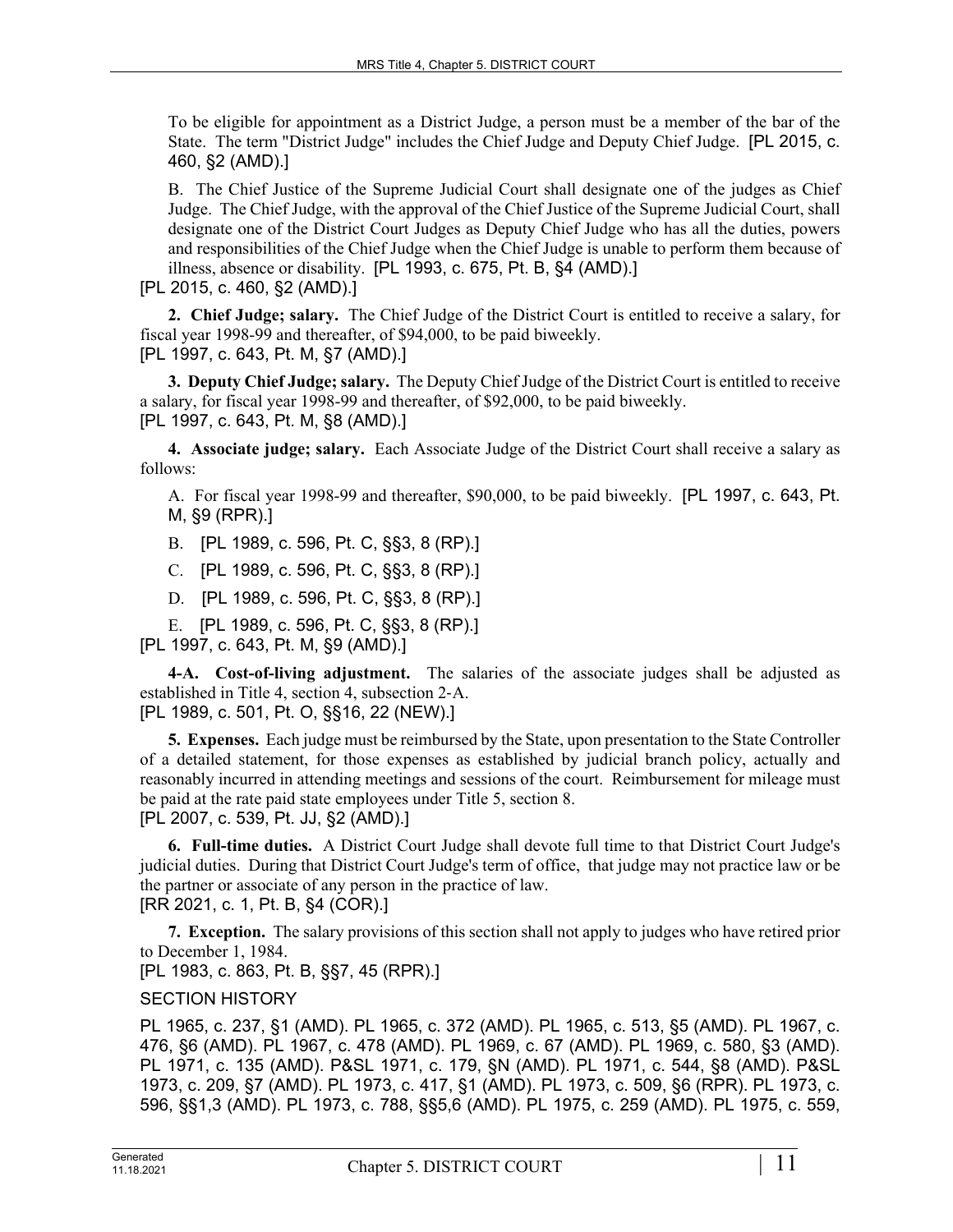To be eligible for appointment as a District Judge, a person must be a member of the bar of the State. The term "District Judge" includes the Chief Judge and Deputy Chief Judge. [PL 2015, c. 460, §2 (AMD).]

B. The Chief Justice of the Supreme Judicial Court shall designate one of the judges as Chief Judge. The Chief Judge, with the approval of the Chief Justice of the Supreme Judicial Court, shall designate one of the District Court Judges as Deputy Chief Judge who has all the duties, powers and responsibilities of the Chief Judge when the Chief Judge is unable to perform them because of illness, absence or disability. [PL 1993, c. 675, Pt. B, §4 (AMD).]

[PL 2015, c. 460, §2 (AMD).]

**2. Chief Judge; salary.** The Chief Judge of the District Court is entitled to receive a salary, for fiscal year 1998-99 and thereafter, of $94,000, to be paid biweekly.
[PL 1997, c. 643, Pt. M, §7 (AMD).]

**3. Deputy Chief Judge; salary.** The Deputy Chief Judge of the District Court is entitled to receive a salary, for fiscal year 1998-99 and thereafter, of $92,000, to be paid biweekly.
[PL 1997, c. 643, Pt. M, §8 (AMD).]

**4. Associate judge; salary.** Each Associate Judge of the District Court shall receive a salary as follows:

A. For fiscal year 1998-99 and thereafter, $90,000, to be paid biweekly. [PL 1997, c. 643, Pt. M, §9 (RPR).]

B. [PL 1989, c. 596, Pt. C, §§3, 8 (RP).]

C. [PL 1989, c. 596, Pt. C, §§3, 8 (RP).]

D. [PL 1989, c. 596, Pt. C, §§3, 8 (RP).]

E. [PL 1989, c. 596, Pt. C, §§3, 8 (RP).]

[PL 1997, c. 643, Pt. M, §9 (AMD).]

**4-A. Cost-of-living adjustment.** The salaries of the associate judges shall be adjusted as established in Title 4, section 4, subsection 2-A.
[PL 1989, c. 501, Pt. O, §§16, 22 (NEW).]

**5. Expenses.** Each judge must be reimbursed by the State, upon presentation to the State Controller of a detailed statement, for those expenses as established by judicial branch policy, actually and reasonably incurred in attending meetings and sessions of the court. Reimbursement for mileage must be paid at the rate paid state employees under Title 5, section 8.
[PL 2007, c. 539, Pt. JJ, §2 (AMD).]

**6. Full-time duties.** A District Court Judge shall devote full time to that District Court Judge's judicial duties. During that District Court Judge's term of office, that judge may not practice law or be the partner or associate of any person in the practice of law.
[RR 2021, c. 1, Pt. B, §4 (COR).]

**7. Exception.** The salary provisions of this section shall not apply to judges who have retired prior to December 1, 1984.
[PL 1983, c. 863, Pt. B, §§7, 45 (RPR).]

SECTION HISTORY

PL 1965, c. 237, §1 (AMD). PL 1965, c. 372 (AMD). PL 1965, c. 513, §5 (AMD). PL 1967, c. 476, §6 (AMD). PL 1967, c. 478 (AMD). PL 1969, c. 67 (AMD). PL 1969, c. 580, §3 (AMD). PL 1971, c. 135 (AMD). P&SL 1971, c. 179, §N (AMD). PL 1971, c. 544, §8 (AMD). P&SL 1973, c. 209, §7 (AMD). PL 1973, c. 417, §1 (AMD). PL 1973, c. 509, §6 (RPR). PL 1973, c. 596, §§1,3 (AMD). PL 1973, c. 788, §§5,6 (AMD). PL 1975, c. 259 (AMD). PL 1975, c. 559,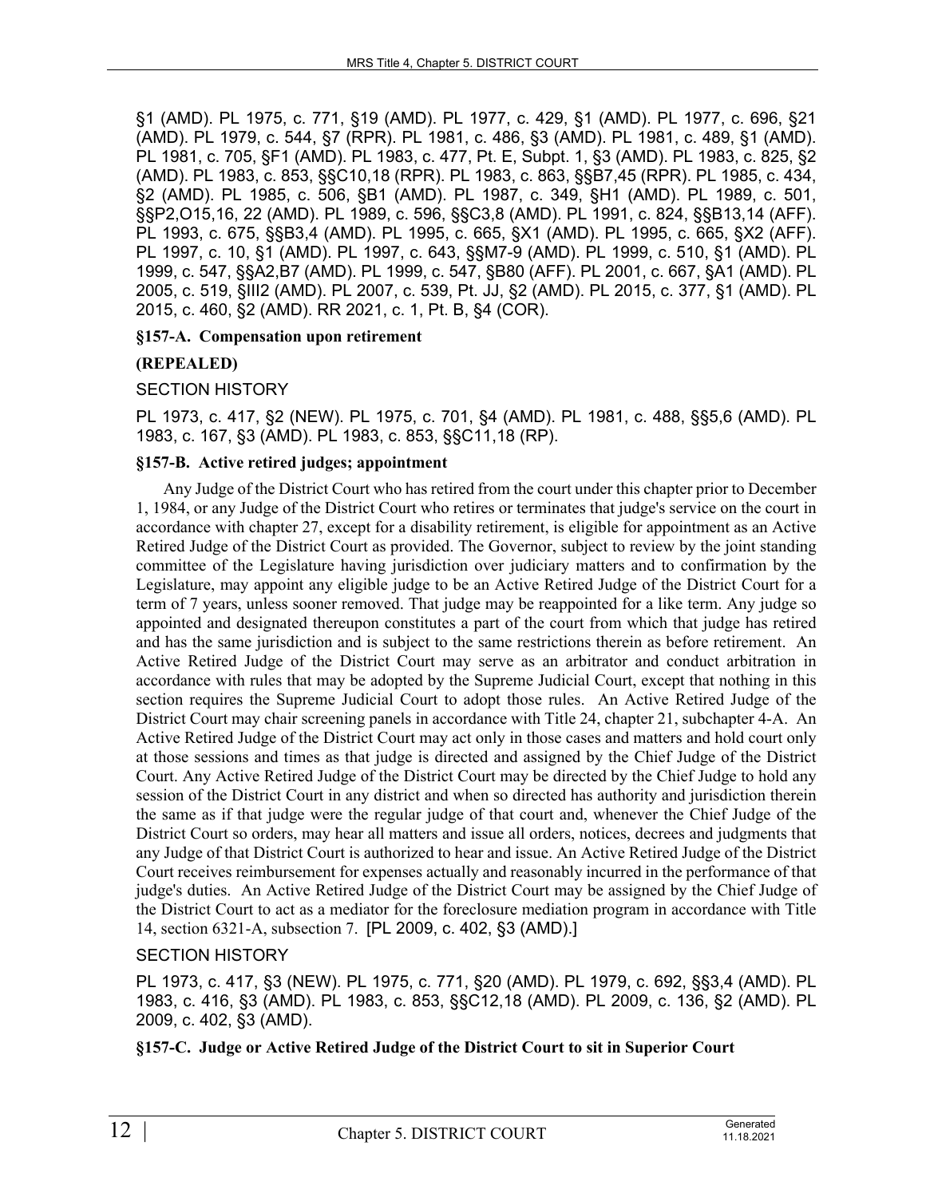§1 (AMD). PL 1975, c. 771, §19 (AMD). PL 1977, c. 429, §1 (AMD). PL 1977, c. 696, §21 (AMD). PL 1979, c. 544, §7 (RPR). PL 1981, c. 486, §3 (AMD). PL 1981, c. 489, §1 (AMD). PL 1981, c. 705, §F1 (AMD). PL 1983, c. 477, Pt. E, Subpt. 1, §3 (AMD). PL 1983, c. 825, §2 (AMD). PL 1983, c. 853, §§C10,18 (RPR). PL 1983, c. 863, §§B7,45 (RPR). PL 1985, c. 434, §2 (AMD). PL 1985, c. 506, §B1 (AMD). PL 1987, c. 349, §H1 (AMD). PL 1989, c. 501, §§P2,O15,16, 22 (AMD). PL 1989, c. 596, §§C3,8 (AMD). PL 1991, c. 824, §§B13,14 (AFF). PL 1993, c. 675, §§B3,4 (AMD). PL 1995, c. 665, §X1 (AMD). PL 1995, c. 665, §X2 (AFF). PL 1997, c. 10, §1 (AMD). PL 1997, c. 643, §§M7-9 (AMD). PL 1999, c. 510, §1 (AMD). PL 1999, c. 547, §§A2,B7 (AMD). PL 1999, c. 547, §B80 (AFF). PL 2001, c. 667, §A1 (AMD). PL 2005, c. 519, §III2 (AMD). PL 2007, c. 539, Pt. JJ, §2 (AMD). PL 2015, c. 377, §1 (AMD). PL 2015, c. 460, §2 (AMD). RR 2021, c. 1, Pt. B, §4 (COR).

**§157-A. Compensation upon retirement**

**(REPEALED)**

SECTION HISTORY

PL 1973, c. 417, §2 (NEW). PL 1975, c. 701, §4 (AMD). PL 1981, c. 488, §§5,6 (AMD). PL 1983, c. 167, §3 (AMD). PL 1983, c. 853, §§C11,18 (RP).

**§157-B. Active retired judges; appointment**

Any Judge of the District Court who has retired from the court under this chapter prior to December 1, 1984, or any Judge of the District Court who retires or terminates that judge's service on the court in accordance with chapter 27, except for a disability retirement, is eligible for appointment as an Active Retired Judge of the District Court as provided. The Governor, subject to review by the joint standing committee of the Legislature having jurisdiction over judiciary matters and to confirmation by the Legislature, may appoint any eligible judge to be an Active Retired Judge of the District Court for a term of 7 years, unless sooner removed. That judge may be reappointed for a like term. Any judge so appointed and designated thereupon constitutes a part of the court from which that judge has retired and has the same jurisdiction and is subject to the same restrictions therein as before retirement. An Active Retired Judge of the District Court may serve as an arbitrator and conduct arbitration in accordance with rules that may be adopted by the Supreme Judicial Court, except that nothing in this section requires the Supreme Judicial Court to adopt those rules. An Active Retired Judge of the District Court may chair screening panels in accordance with Title 24, chapter 21, subchapter 4-A. An Active Retired Judge of the District Court may act only in those cases and matters and hold court only at those sessions and times as that judge is directed and assigned by the Chief Judge of the District Court. Any Active Retired Judge of the District Court may be directed by the Chief Judge to hold any session of the District Court in any district and when so directed has authority and jurisdiction therein the same as if that judge were the regular judge of that court and, whenever the Chief Judge of the District Court so orders, may hear all matters and issue all orders, notices, decrees and judgments that any Judge of that District Court is authorized to hear and issue. An Active Retired Judge of the District Court receives reimbursement for expenses actually and reasonably incurred in the performance of that judge's duties. An Active Retired Judge of the District Court may be assigned by the Chief Judge of the District Court to act as a mediator for the foreclosure mediation program in accordance with Title 14, section 6321-A, subsection 7. [PL 2009, c. 402, §3 (AMD).]

SECTION HISTORY

PL 1973, c. 417, §3 (NEW). PL 1975, c. 771, §20 (AMD). PL 1979, c. 692, §§3,4 (AMD). PL 1983, c. 416, §3 (AMD). PL 1983, c. 853, §§C12,18 (AMD). PL 2009, c. 136, §2 (AMD). PL 2009, c. 402, §3 (AMD).

**§157-C. Judge or Active Retired Judge of the District Court to sit in Superior Court**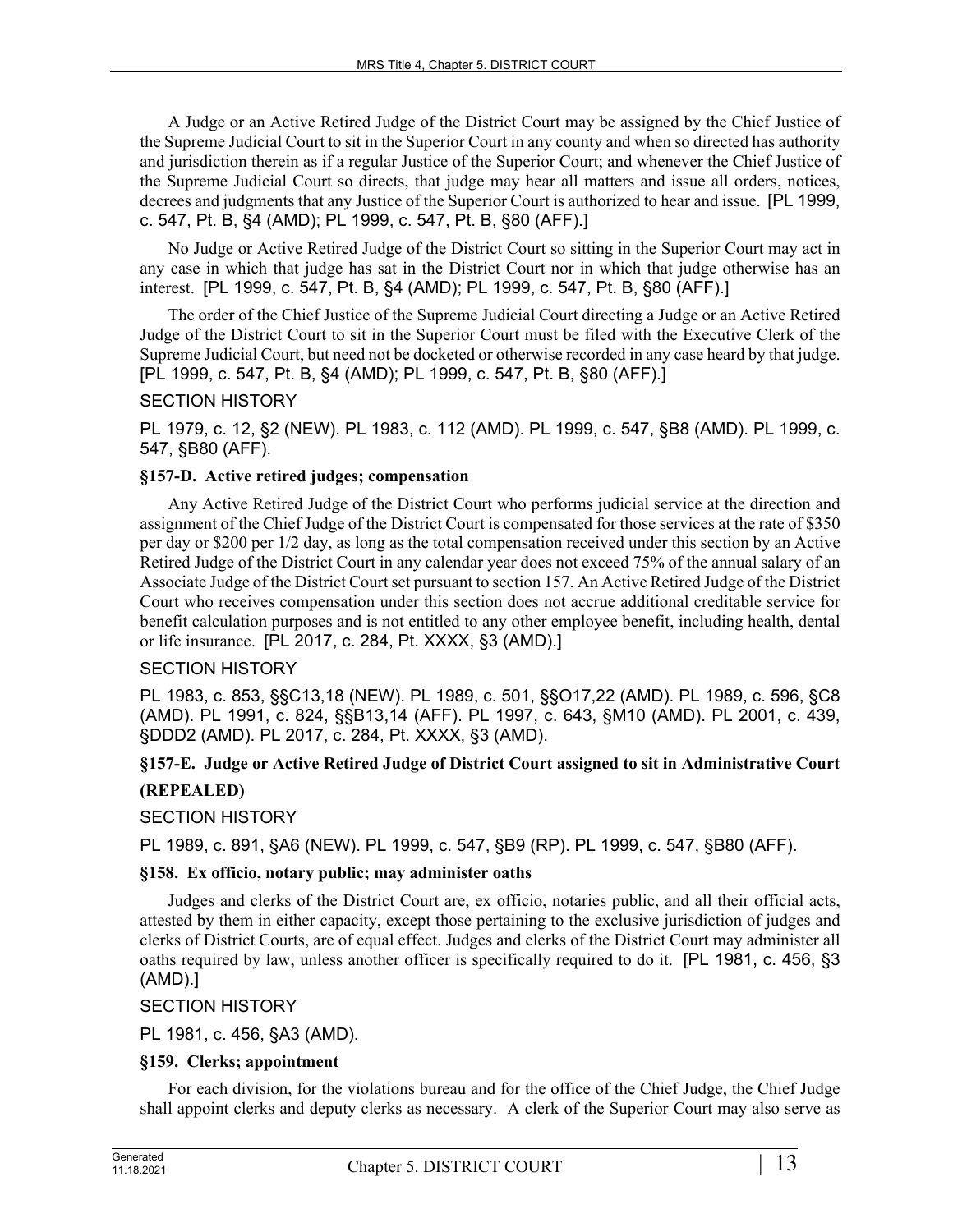A Judge or an Active Retired Judge of the District Court may be assigned by the Chief Justice of the Supreme Judicial Court to sit in the Superior Court in any county and when so directed has authority and jurisdiction therein as if a regular Justice of the Superior Court; and whenever the Chief Justice of the Supreme Judicial Court so directs, that judge may hear all matters and issue all orders, notices, decrees and judgments that any Justice of the Superior Court is authorized to hear and issue. [PL 1999, c. 547, Pt. B, §4 (AMD); PL 1999, c. 547, Pt. B, §80 (AFF).]

No Judge or Active Retired Judge of the District Court so sitting in the Superior Court may act in any case in which that judge has sat in the District Court nor in which that judge otherwise has an interest. [PL 1999, c. 547, Pt. B, §4 (AMD); PL 1999, c. 547, Pt. B, §80 (AFF).]

The order of the Chief Justice of the Supreme Judicial Court directing a Judge or an Active Retired Judge of the District Court to sit in the Superior Court must be filed with the Executive Clerk of the Supreme Judicial Court, but need not be docketed or otherwise recorded in any case heard by that judge. [PL 1999, c. 547, Pt. B, §4 (AMD); PL 1999, c. 547, Pt. B, §80 (AFF).]

SECTION HISTORY

PL 1979, c. 12, §2 (NEW). PL 1983, c. 112 (AMD). PL 1999, c. 547, §B8 (AMD). PL 1999, c. 547, §B80 (AFF).

**§157-D. Active retired judges; compensation**

Any Active Retired Judge of the District Court who performs judicial service at the direction and assignment of the Chief Judge of the District Court is compensated for those services at the rate of $350 per day or $200 per 1/2 day, as long as the total compensation received under this section by an Active Retired Judge of the District Court in any calendar year does not exceed 75% of the annual salary of an Associate Judge of the District Court set pursuant to section 157. An Active Retired Judge of the District Court who receives compensation under this section does not accrue additional creditable service for benefit calculation purposes and is not entitled to any other employee benefit, including health, dental or life insurance. [PL 2017, c. 284, Pt. XXXX, §3 (AMD).]

SECTION HISTORY

PL 1983, c. 853, §§C13,18 (NEW). PL 1989, c. 501, §§O17,22 (AMD). PL 1989, c. 596, §C8 (AMD). PL 1991, c. 824, §§B13,14 (AFF). PL 1997, c. 643, §M10 (AMD). PL 2001, c. 439, §DDD2 (AMD). PL 2017, c. 284, Pt. XXXX, §3 (AMD).

**§157-E. Judge or Active Retired Judge of District Court assigned to sit in Administrative Court (REPEALED)**

SECTION HISTORY

PL 1989, c. 891, §A6 (NEW). PL 1999, c. 547, §B9 (RP). PL 1999, c. 547, §B80 (AFF).

**§158. Ex officio, notary public; may administer oaths**

Judges and clerks of the District Court are, ex officio, notaries public, and all their official acts, attested by them in either capacity, except those pertaining to the exclusive jurisdiction of judges and clerks of District Courts, are of equal effect. Judges and clerks of the District Court may administer all oaths required by law, unless another officer is specifically required to do it. [PL 1981, c. 456, §3 (AMD).]

SECTION HISTORY

PL 1981, c. 456, §A3 (AMD).

**§159. Clerks; appointment**

For each division, for the violations bureau and for the office of the Chief Judge, the Chief Judge shall appoint clerks and deputy clerks as necessary. A clerk of the Superior Court may also serve as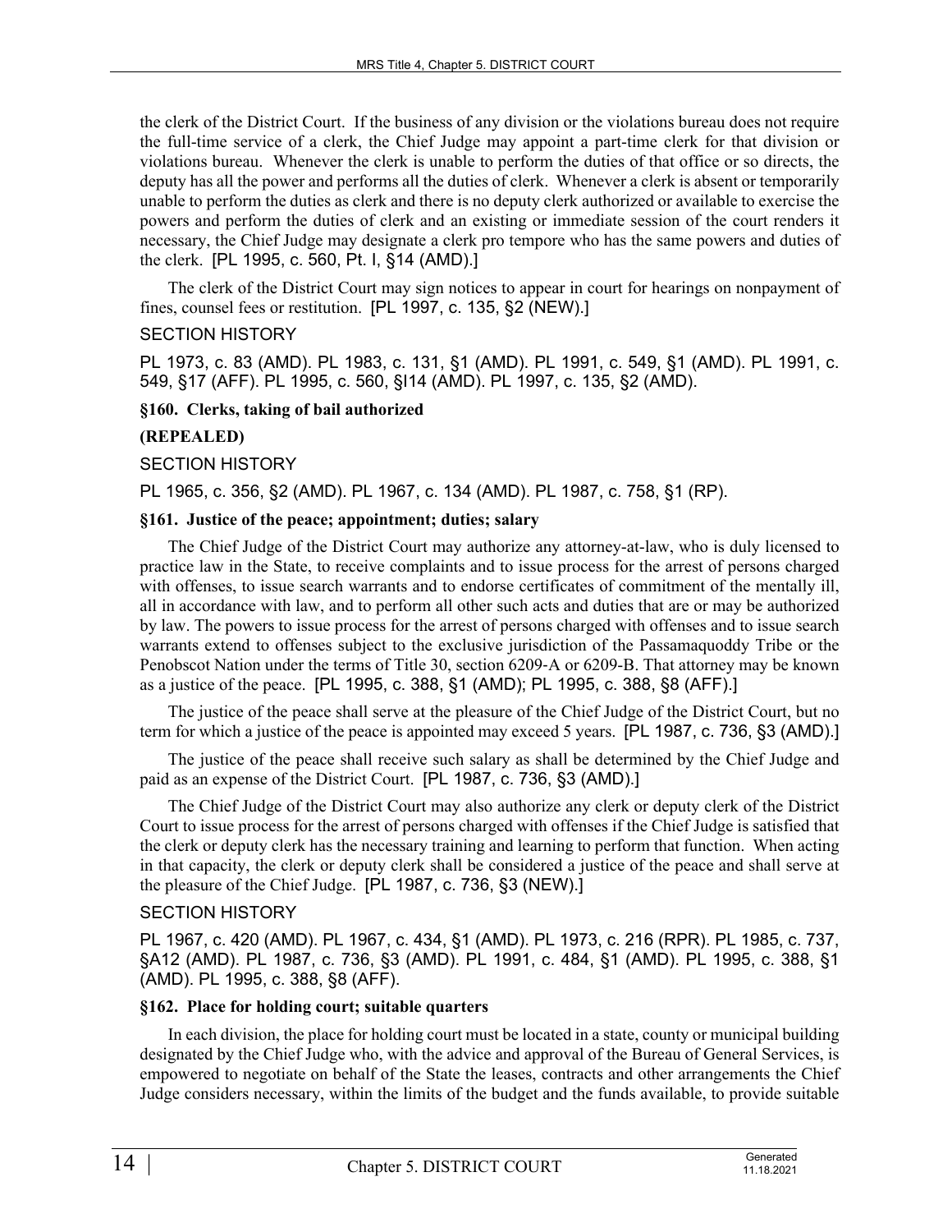the clerk of the District Court. If the business of any division or the violations bureau does not require the full-time service of a clerk, the Chief Judge may appoint a part-time clerk for that division or violations bureau. Whenever the clerk is unable to perform the duties of that office or so directs, the deputy has all the power and performs all the duties of clerk. Whenever a clerk is absent or temporarily unable to perform the duties as clerk and there is no deputy clerk authorized or available to exercise the powers and perform the duties of clerk and an existing or immediate session of the court renders it necessary, the Chief Judge may designate a clerk pro tempore who has the same powers and duties of the clerk. [PL 1995, c. 560, Pt. I, §14 (AMD).]

The clerk of the District Court may sign notices to appear in court for hearings on nonpayment of fines, counsel fees or restitution. [PL 1997, c. 135, §2 (NEW).]

SECTION HISTORY

PL 1973, c. 83 (AMD). PL 1983, c. 131, §1 (AMD). PL 1991, c. 549, §1 (AMD). PL 1991, c. 549, §17 (AFF). PL 1995, c. 560, §I14 (AMD). PL 1997, c. 135, §2 (AMD).

**§160. Clerks, taking of bail authorized**

**(REPEALED)**

SECTION HISTORY

PL 1965, c. 356, §2 (AMD). PL 1967, c. 134 (AMD). PL 1987, c. 758, §1 (RP).

**§161. Justice of the peace; appointment; duties; salary**

The Chief Judge of the District Court may authorize any attorney-at-law, who is duly licensed to practice law in the State, to receive complaints and to issue process for the arrest of persons charged with offenses, to issue search warrants and to endorse certificates of commitment of the mentally ill, all in accordance with law, and to perform all other such acts and duties that are or may be authorized by law. The powers to issue process for the arrest of persons charged with offenses and to issue search warrants extend to offenses subject to the exclusive jurisdiction of the Passamaquoddy Tribe or the Penobscot Nation under the terms of Title 30, section 6209-A or 6209-B. That attorney may be known as a justice of the peace. [PL 1995, c. 388, §1 (AMD); PL 1995, c. 388, §8 (AFF).]

The justice of the peace shall serve at the pleasure of the Chief Judge of the District Court, but no term for which a justice of the peace is appointed may exceed 5 years. [PL 1987, c. 736, §3 (AMD).]

The justice of the peace shall receive such salary as shall be determined by the Chief Judge and paid as an expense of the District Court. [PL 1987, c. 736, §3 (AMD).]

The Chief Judge of the District Court may also authorize any clerk or deputy clerk of the District Court to issue process for the arrest of persons charged with offenses if the Chief Judge is satisfied that the clerk or deputy clerk has the necessary training and learning to perform that function. When acting in that capacity, the clerk or deputy clerk shall be considered a justice of the peace and shall serve at the pleasure of the Chief Judge. [PL 1987, c. 736, §3 (NEW).]

SECTION HISTORY

PL 1967, c. 420 (AMD). PL 1967, c. 434, §1 (AMD). PL 1973, c. 216 (RPR). PL 1985, c. 737, §A12 (AMD). PL 1987, c. 736, §3 (AMD). PL 1991, c. 484, §1 (AMD). PL 1995, c. 388, §1 (AMD). PL 1995, c. 388, §8 (AFF).

**§162. Place for holding court; suitable quarters**

In each division, the place for holding court must be located in a state, county or municipal building designated by the Chief Judge who, with the advice and approval of the Bureau of General Services, is empowered to negotiate on behalf of the State the leases, contracts and other arrangements the Chief Judge considers necessary, within the limits of the budget and the funds available, to provide suitable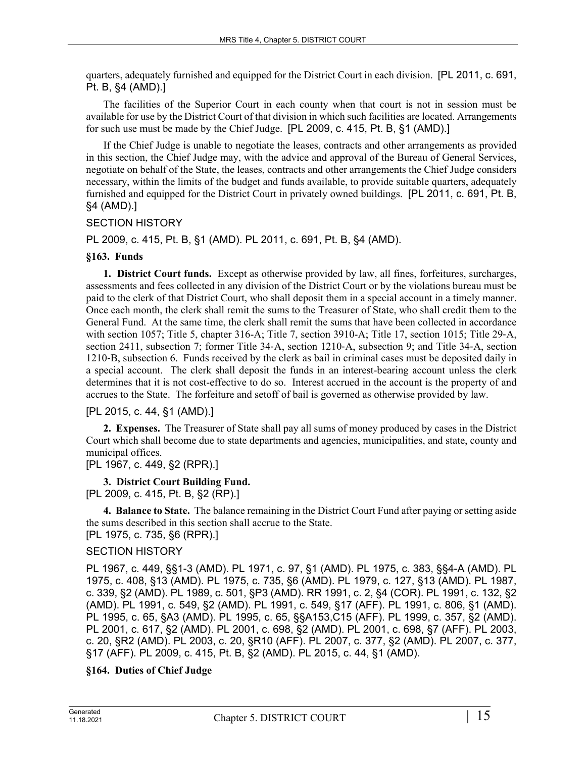quarters, adequately furnished and equipped for the District Court in each division. [PL 2011, c. 691, Pt. B, §4 (AMD).]

The facilities of the Superior Court in each county when that court is not in session must be available for use by the District Court of that division in which such facilities are located. Arrangements for such use must be made by the Chief Judge. [PL 2009, c. 415, Pt. B, §1 (AMD).]

If the Chief Judge is unable to negotiate the leases, contracts and other arrangements as provided in this section, the Chief Judge may, with the advice and approval of the Bureau of General Services, negotiate on behalf of the State, the leases, contracts and other arrangements the Chief Judge considers necessary, within the limits of the budget and funds available, to provide suitable quarters, adequately furnished and equipped for the District Court in privately owned buildings. [PL 2011, c. 691, Pt. B, §4 (AMD).]

SECTION HISTORY

PL 2009, c. 415, Pt. B, §1 (AMD). PL 2011, c. 691, Pt. B, §4 (AMD).

### §163. Funds

**1. District Court funds.** Except as otherwise provided by law, all fines, forfeitures, surcharges, assessments and fees collected in any division of the District Court or by the violations bureau must be paid to the clerk of that District Court, who shall deposit them in a special account in a timely manner. Once each month, the clerk shall remit the sums to the Treasurer of State, who shall credit them to the General Fund. At the same time, the clerk shall remit the sums that have been collected in accordance with section 1057; Title 5, chapter 316-A; Title 7, section 3910-A; Title 17, section 1015; Title 29-A, section 2411, subsection 7; former Title 34-A, section 1210-A, subsection 9; and Title 34-A, section 1210-B, subsection 6. Funds received by the clerk as bail in criminal cases must be deposited daily in a special account. The clerk shall deposit the funds in an interest-bearing account unless the clerk determines that it is not cost-effective to do so. Interest accrued in the account is the property of and accrues to the State. The forfeiture and setoff of bail is governed as otherwise provided by law.

[PL 2015, c. 44, §1 (AMD).]

**2. Expenses.** The Treasurer of State shall pay all sums of money produced by cases in the District Court which shall become due to state departments and agencies, municipalities, and state, county and municipal offices.

[PL 1967, c. 449, §2 (RPR).]

**3. District Court Building Fund.**

[PL 2009, c. 415, Pt. B, §2 (RP).]

**4. Balance to State.** The balance remaining in the District Court Fund after paying or setting aside the sums described in this section shall accrue to the State.

[PL 1975, c. 735, §6 (RPR).]

SECTION HISTORY

PL 1967, c. 449, §§1-3 (AMD). PL 1971, c. 97, §1 (AMD). PL 1975, c. 383, §§4-A (AMD). PL 1975, c. 408, §13 (AMD). PL 1975, c. 735, §6 (AMD). PL 1979, c. 127, §13 (AMD). PL 1987, c. 339, §2 (AMD). PL 1989, c. 501, §P3 (AMD). RR 1991, c. 2, §4 (COR). PL 1991, c. 132, §2 (AMD). PL 1991, c. 549, §2 (AMD). PL 1991, c. 549, §17 (AFF). PL 1991, c. 806, §1 (AMD). PL 1995, c. 65, §A3 (AMD). PL 1995, c. 65, §§A153,C15 (AFF). PL 1999, c. 357, §2 (AMD). PL 2001, c. 617, §2 (AMD). PL 2001, c. 698, §2 (AMD). PL 2001, c. 698, §7 (AFF). PL 2003, c. 20, §R2 (AMD). PL 2003, c. 20, §R10 (AFF). PL 2007, c. 377, §2 (AMD). PL 2007, c. 377, §17 (AFF). PL 2009, c. 415, Pt. B, §2 (AMD). PL 2015, c. 44, §1 (AMD).

### §164. Duties of Chief Judge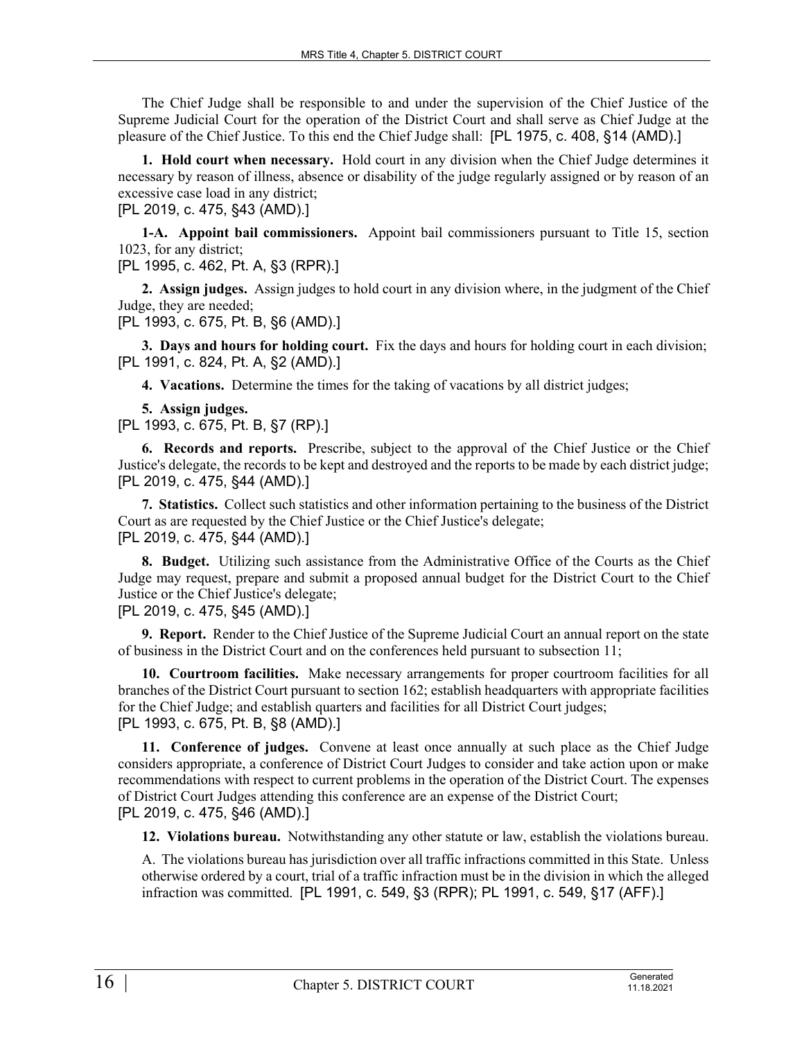The Chief Judge shall be responsible to and under the supervision of the Chief Justice of the Supreme Judicial Court for the operation of the District Court and shall serve as Chief Judge at the pleasure of the Chief Justice. To this end the Chief Judge shall: [PL 1975, c. 408, §14 (AMD).]

**1. Hold court when necessary.** Hold court in any division when the Chief Judge determines it necessary by reason of illness, absence or disability of the judge regularly assigned or by reason of an excessive case load in any district;
[PL 2019, c. 475, §43 (AMD).]

**1-A. Appoint bail commissioners.** Appoint bail commissioners pursuant to Title 15, section 1023, for any district;
[PL 1995, c. 462, Pt. A, §3 (RPR).]

**2. Assign judges.** Assign judges to hold court in any division where, in the judgment of the Chief Judge, they are needed;
[PL 1993, c. 675, Pt. B, §6 (AMD).]

**3. Days and hours for holding court.** Fix the days and hours for holding court in each division;
[PL 1991, c. 824, Pt. A, §2 (AMD).]

**4. Vacations.** Determine the times for the taking of vacations by all district judges;

**5. Assign judges.**
[PL 1993, c. 675, Pt. B, §7 (RP).]

**6. Records and reports.** Prescribe, subject to the approval of the Chief Justice or the Chief Justice's delegate, the records to be kept and destroyed and the reports to be made by each district judge;
[PL 2019, c. 475, §44 (AMD).]

**7. Statistics.** Collect such statistics and other information pertaining to the business of the District Court as are requested by the Chief Justice or the Chief Justice's delegate;
[PL 2019, c. 475, §44 (AMD).]

**8. Budget.** Utilizing such assistance from the Administrative Office of the Courts as the Chief Judge may request, prepare and submit a proposed annual budget for the District Court to the Chief Justice or the Chief Justice's delegate;
[PL 2019, c. 475, §45 (AMD).]

**9. Report.** Render to the Chief Justice of the Supreme Judicial Court an annual report on the state of business in the District Court and on the conferences held pursuant to subsection 11;

**10. Courtroom facilities.** Make necessary arrangements for proper courtroom facilities for all branches of the District Court pursuant to section 162; establish headquarters with appropriate facilities for the Chief Judge; and establish quarters and facilities for all District Court judges;
[PL 1993, c. 675, Pt. B, §8 (AMD).]

**11. Conference of judges.** Convene at least once annually at such place as the Chief Judge considers appropriate, a conference of District Court Judges to consider and take action upon or make recommendations with respect to current problems in the operation of the District Court. The expenses of District Court Judges attending this conference are an expense of the District Court;
[PL 2019, c. 475, §46 (AMD).]

**12. Violations bureau.** Notwithstanding any other statute or law, establish the violations bureau.

A. The violations bureau has jurisdiction over all traffic infractions committed in this State. Unless otherwise ordered by a court, trial of a traffic infraction must be in the division in which the alleged infraction was committed. [PL 1991, c. 549, §3 (RPR); PL 1991, c. 549, §17 (AFF).]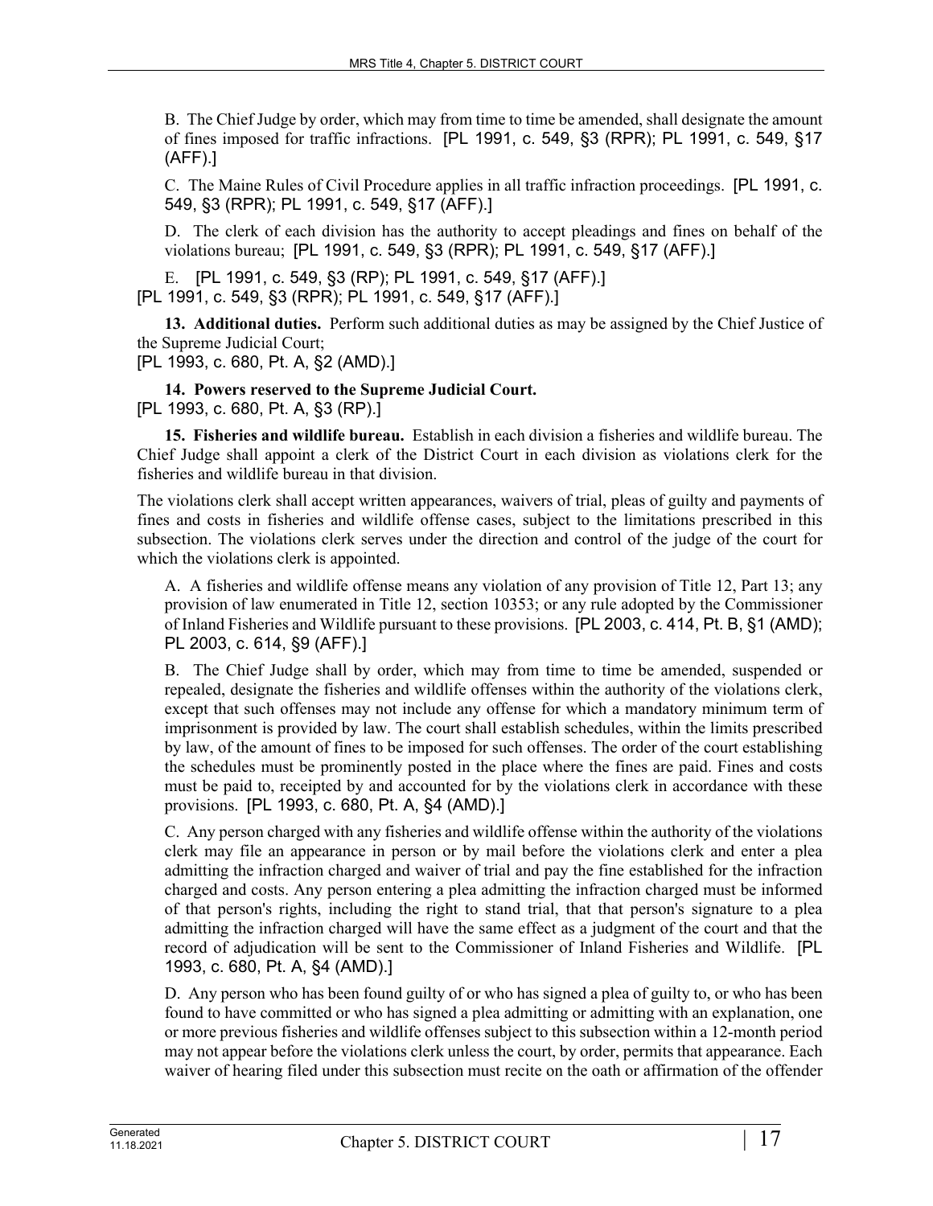B. The Chief Judge by order, which may from time to time be amended, shall designate the amount of fines imposed for traffic infractions. [PL 1991, c. 549, §3 (RPR); PL 1991, c. 549, §17 (AFF).]

C. The Maine Rules of Civil Procedure applies in all traffic infraction proceedings. [PL 1991, c. 549, §3 (RPR); PL 1991, c. 549, §17 (AFF).]

D. The clerk of each division has the authority to accept pleadings and fines on behalf of the violations bureau; [PL 1991, c. 549, §3 (RPR); PL 1991, c. 549, §17 (AFF).]

E. [PL 1991, c. 549, §3 (RP); PL 1991, c. 549, §17 (AFF).]

[PL 1991, c. 549, §3 (RPR); PL 1991, c. 549, §17 (AFF).]

**13. Additional duties.** Perform such additional duties as may be assigned by the Chief Justice of the Supreme Judicial Court;

[PL 1993, c. 680, Pt. A, §2 (AMD).]

**14. Powers reserved to the Supreme Judicial Court.**

[PL 1993, c. 680, Pt. A, §3 (RP).]

**15. Fisheries and wildlife bureau.** Establish in each division a fisheries and wildlife bureau. The Chief Judge shall appoint a clerk of the District Court in each division as violations clerk for the fisheries and wildlife bureau in that division.

The violations clerk shall accept written appearances, waivers of trial, pleas of guilty and payments of fines and costs in fisheries and wildlife offense cases, subject to the limitations prescribed in this subsection. The violations clerk serves under the direction and control of the judge of the court for which the violations clerk is appointed.

A. A fisheries and wildlife offense means any violation of any provision of Title 12, Part 13; any provision of law enumerated in Title 12, section 10353; or any rule adopted by the Commissioner of Inland Fisheries and Wildlife pursuant to these provisions. [PL 2003, c. 414, Pt. B, §1 (AMD); PL 2003, c. 614, §9 (AFF).]

B. The Chief Judge shall by order, which may from time to time be amended, suspended or repealed, designate the fisheries and wildlife offenses within the authority of the violations clerk, except that such offenses may not include any offense for which a mandatory minimum term of imprisonment is provided by law. The court shall establish schedules, within the limits prescribed by law, of the amount of fines to be imposed for such offenses. The order of the court establishing the schedules must be prominently posted in the place where the fines are paid. Fines and costs must be paid to, receipted by and accounted for by the violations clerk in accordance with these provisions. [PL 1993, c. 680, Pt. A, §4 (AMD).]

C. Any person charged with any fisheries and wildlife offense within the authority of the violations clerk may file an appearance in person or by mail before the violations clerk and enter a plea admitting the infraction charged and waiver of trial and pay the fine established for the infraction charged and costs. Any person entering a plea admitting the infraction charged must be informed of that person's rights, including the right to stand trial, that that person's signature to a plea admitting the infraction charged will have the same effect as a judgment of the court and that the record of adjudication will be sent to the Commissioner of Inland Fisheries and Wildlife. [PL 1993, c. 680, Pt. A, §4 (AMD).]

D. Any person who has been found guilty of or who has signed a plea of guilty to, or who has been found to have committed or who has signed a plea admitting or admitting with an explanation, one or more previous fisheries and wildlife offenses subject to this subsection within a 12-month period may not appear before the violations clerk unless the court, by order, permits that appearance. Each waiver of hearing filed under this subsection must recite on the oath or affirmation of the offender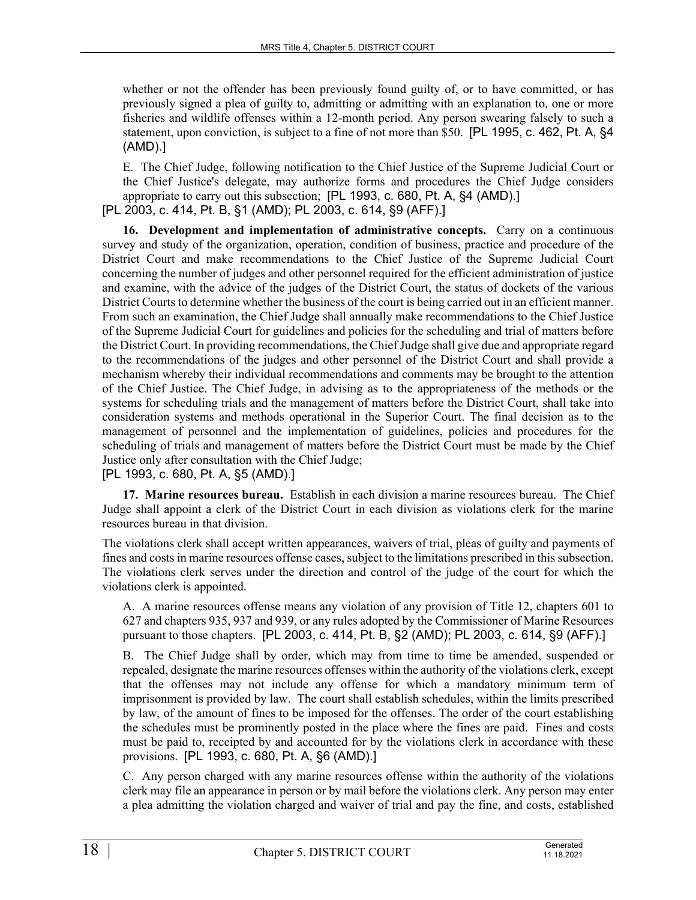whether or not the offender has been previously found guilty of, or to have committed, or has previously signed a plea of guilty to, admitting or admitting with an explanation to, one or more fisheries and wildlife offenses within a 12-month period. Any person swearing falsely to such a statement, upon conviction, is subject to a fine of not more than $50. [PL 1995, c. 462, Pt. A, §4 (AMD).]

E. The Chief Judge, following notification to the Chief Justice of the Supreme Judicial Court or the Chief Justice's delegate, may authorize forms and procedures the Chief Judge considers appropriate to carry out this subsection; [PL 1993, c. 680, Pt. A, §4 (AMD).]

[PL 2003, c. 414, Pt. B, §1 (AMD); PL 2003, c. 614, §9 (AFF).]

**16. Development and implementation of administrative concepts.** Carry on a continuous survey and study of the organization, operation, condition of business, practice and procedure of the District Court and make recommendations to the Chief Justice of the Supreme Judicial Court concerning the number of judges and other personnel required for the efficient administration of justice and examine, with the advice of the judges of the District Court, the status of dockets of the various District Courts to determine whether the business of the court is being carried out in an efficient manner. From such an examination, the Chief Judge shall annually make recommendations to the Chief Justice of the Supreme Judicial Court for guidelines and policies for the scheduling and trial of matters before the District Court. In providing recommendations, the Chief Judge shall give due and appropriate regard to the recommendations of the judges and other personnel of the District Court and shall provide a mechanism whereby their individual recommendations and comments may be brought to the attention of the Chief Justice. The Chief Judge, in advising as to the appropriateness of the methods or the systems for scheduling trials and the management of matters before the District Court, shall take into consideration systems and methods operational in the Superior Court. The final decision as to the management of personnel and the implementation of guidelines, policies and procedures for the scheduling of trials and management of matters before the District Court must be made by the Chief Justice only after consultation with the Chief Judge;

[PL 1993, c. 680, Pt. A, §5 (AMD).]

**17. Marine resources bureau.** Establish in each division a marine resources bureau. The Chief Judge shall appoint a clerk of the District Court in each division as violations clerk for the marine resources bureau in that division.

The violations clerk shall accept written appearances, waivers of trial, pleas of guilty and payments of fines and costs in marine resources offense cases, subject to the limitations prescribed in this subsection. The violations clerk serves under the direction and control of the judge of the court for which the violations clerk is appointed.

A. A marine resources offense means any violation of any provision of Title 12, chapters 601 to 627 and chapters 935, 937 and 939, or any rules adopted by the Commissioner of Marine Resources pursuant to those chapters. [PL 2003, c. 414, Pt. B, §2 (AMD); PL 2003, c. 614, §9 (AFF).]

B. The Chief Judge shall by order, which may from time to time be amended, suspended or repealed, designate the marine resources offenses within the authority of the violations clerk, except that the offenses may not include any offense for which a mandatory minimum term of imprisonment is provided by law. The court shall establish schedules, within the limits prescribed by law, of the amount of fines to be imposed for the offenses. The order of the court establishing the schedules must be prominently posted in the place where the fines are paid. Fines and costs must be paid to, receipted by and accounted for by the violations clerk in accordance with these provisions. [PL 1993, c. 680, Pt. A, §6 (AMD).]

C. Any person charged with any marine resources offense within the authority of the violations clerk may file an appearance in person or by mail before the violations clerk. Any person may enter a plea admitting the violation charged and waiver of trial and pay the fine, and costs, established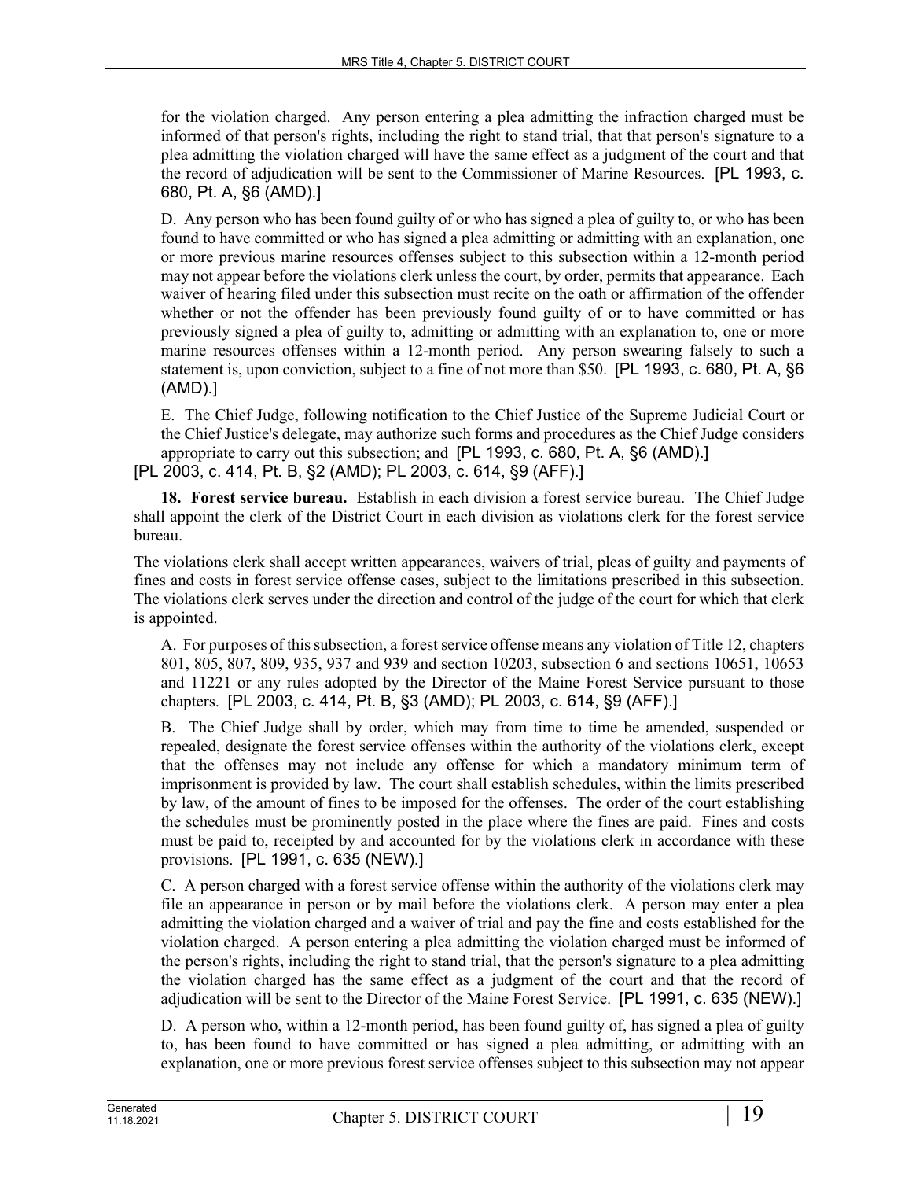for the violation charged. Any person entering a plea admitting the infraction charged must be informed of that person's rights, including the right to stand trial, that that person's signature to a plea admitting the violation charged will have the same effect as a judgment of the court and that the record of adjudication will be sent to the Commissioner of Marine Resources. [PL 1993, c. 680, Pt. A, §6 (AMD).]

D. Any person who has been found guilty of or who has signed a plea of guilty to, or who has been found to have committed or who has signed a plea admitting or admitting with an explanation, one or more previous marine resources offenses subject to this subsection within a 12-month period may not appear before the violations clerk unless the court, by order, permits that appearance. Each waiver of hearing filed under this subsection must recite on the oath or affirmation of the offender whether or not the offender has been previously found guilty of or to have committed or has previously signed a plea of guilty to, admitting or admitting with an explanation to, one or more marine resources offenses within a 12-month period. Any person swearing falsely to such a statement is, upon conviction, subject to a fine of not more than $50. [PL 1993, c. 680, Pt. A, §6 (AMD).]

E. The Chief Judge, following notification to the Chief Justice of the Supreme Judicial Court or the Chief Justice's delegate, may authorize such forms and procedures as the Chief Judge considers appropriate to carry out this subsection; and [PL 1993, c. 680, Pt. A, §6 (AMD).]

[PL 2003, c. 414, Pt. B, §2 (AMD); PL 2003, c. 614, §9 (AFF).]

**18. Forest service bureau.** Establish in each division a forest service bureau. The Chief Judge shall appoint the clerk of the District Court in each division as violations clerk for the forest service bureau.

The violations clerk shall accept written appearances, waivers of trial, pleas of guilty and payments of fines and costs in forest service offense cases, subject to the limitations prescribed in this subsection. The violations clerk serves under the direction and control of the judge of the court for which that clerk is appointed.

A. For purposes of this subsection, a forest service offense means any violation of Title 12, chapters 801, 805, 807, 809, 935, 937 and 939 and section 10203, subsection 6 and sections 10651, 10653 and 11221 or any rules adopted by the Director of the Maine Forest Service pursuant to those chapters. [PL 2003, c. 414, Pt. B, §3 (AMD); PL 2003, c. 614, §9 (AFF).]

B. The Chief Judge shall by order, which may from time to time be amended, suspended or repealed, designate the forest service offenses within the authority of the violations clerk, except that the offenses may not include any offense for which a mandatory minimum term of imprisonment is provided by law. The court shall establish schedules, within the limits prescribed by law, of the amount of fines to be imposed for the offenses. The order of the court establishing the schedules must be prominently posted in the place where the fines are paid. Fines and costs must be paid to, receipted by and accounted for by the violations clerk in accordance with these provisions. [PL 1991, c. 635 (NEW).]

C. A person charged with a forest service offense within the authority of the violations clerk may file an appearance in person or by mail before the violations clerk. A person may enter a plea admitting the violation charged and a waiver of trial and pay the fine and costs established for the violation charged. A person entering a plea admitting the violation charged must be informed of the person's rights, including the right to stand trial, that the person's signature to a plea admitting the violation charged has the same effect as a judgment of the court and that the record of adjudication will be sent to the Director of the Maine Forest Service. [PL 1991, c. 635 (NEW).]

D. A person who, within a 12-month period, has been found guilty of, has signed a plea of guilty to, has been found to have committed or has signed a plea admitting, or admitting with an explanation, one or more previous forest service offenses subject to this subsection may not appear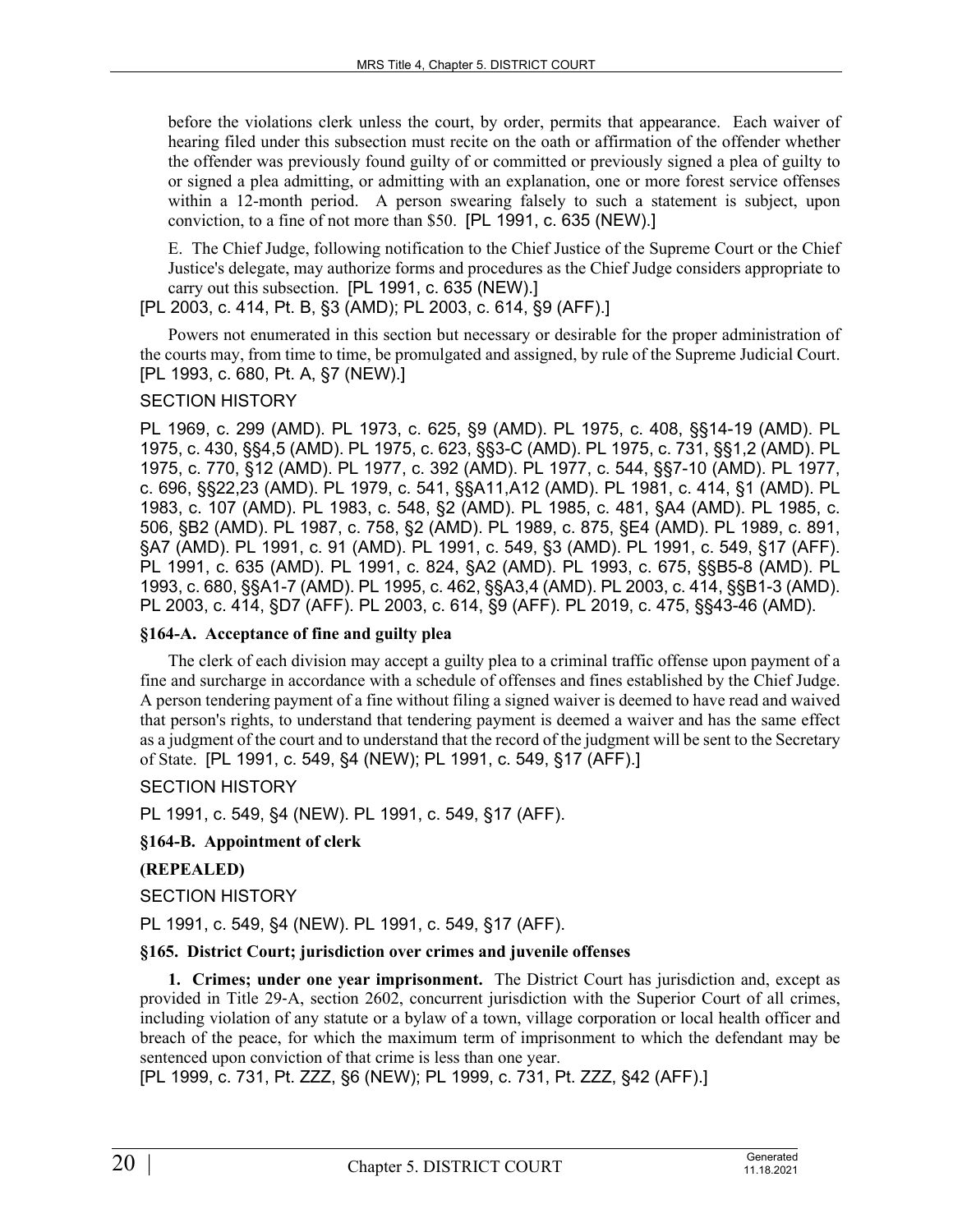before the violations clerk unless the court, by order, permits that appearance. Each waiver of hearing filed under this subsection must recite on the oath or affirmation of the offender whether the offender was previously found guilty of or committed or previously signed a plea of guilty to or signed a plea admitting, or admitting with an explanation, one or more forest service offenses within a 12-month period. A person swearing falsely to such a statement is subject, upon conviction, to a fine of not more than $50. [PL 1991, c. 635 (NEW).]

E. The Chief Judge, following notification to the Chief Justice of the Supreme Court or the Chief Justice's delegate, may authorize forms and procedures as the Chief Judge considers appropriate to carry out this subsection. [PL 1991, c. 635 (NEW).]

[PL 2003, c. 414, Pt. B, §3 (AMD); PL 2003, c. 614, §9 (AFF).]

Powers not enumerated in this section but necessary or desirable for the proper administration of the courts may, from time to time, be promulgated and assigned, by rule of the Supreme Judicial Court. [PL 1993, c. 680, Pt. A, §7 (NEW).]

SECTION HISTORY

PL 1969, c. 299 (AMD). PL 1973, c. 625, §9 (AMD). PL 1975, c. 408, §§14-19 (AMD). PL 1975, c. 430, §§4,5 (AMD). PL 1975, c. 623, §§3-C (AMD). PL 1975, c. 731, §§1,2 (AMD). PL 1975, c. 770, §12 (AMD). PL 1977, c. 392 (AMD). PL 1977, c. 544, §§7-10 (AMD). PL 1977, c. 696, §§22,23 (AMD). PL 1979, c. 541, §§A11,A12 (AMD). PL 1981, c. 414, §1 (AMD). PL 1983, c. 107 (AMD). PL 1983, c. 548, §2 (AMD). PL 1985, c. 481, §A4 (AMD). PL 1985, c. 506, §B2 (AMD). PL 1987, c. 758, §2 (AMD). PL 1989, c. 875, §E4 (AMD). PL 1989, c. 891, §A7 (AMD). PL 1991, c. 91 (AMD). PL 1991, c. 549, §3 (AMD). PL 1991, c. 549, §17 (AFF). PL 1991, c. 635 (AMD). PL 1991, c. 824, §A2 (AMD). PL 1993, c. 675, §§B5-8 (AMD). PL 1993, c. 680, §§A1-7 (AMD). PL 1995, c. 462, §§A3,4 (AMD). PL 2003, c. 414, §§B1-3 (AMD). PL 2003, c. 414, §D7 (AFF). PL 2003, c. 614, §9 (AFF). PL 2019, c. 475, §§43-46 (AMD).

**§164-A. Acceptance of fine and guilty plea**

The clerk of each division may accept a guilty plea to a criminal traffic offense upon payment of a fine and surcharge in accordance with a schedule of offenses and fines established by the Chief Judge. A person tendering payment of a fine without filing a signed waiver is deemed to have read and waived that person's rights, to understand that tendering payment is deemed a waiver and has the same effect as a judgment of the court and to understand that the record of the judgment will be sent to the Secretary of State. [PL 1991, c. 549, §4 (NEW); PL 1991, c. 549, §17 (AFF).]

SECTION HISTORY

PL 1991, c. 549, §4 (NEW). PL 1991, c. 549, §17 (AFF).

**§164-B. Appointment of clerk**

**(REPEALED)**

SECTION HISTORY

PL 1991, c. 549, §4 (NEW). PL 1991, c. 549, §17 (AFF).

**§165. District Court; jurisdiction over crimes and juvenile offenses**

**1. Crimes; under one year imprisonment.** The District Court has jurisdiction and, except as provided in Title 29-A, section 2602, concurrent jurisdiction with the Superior Court of all crimes, including violation of any statute or a bylaw of a town, village corporation or local health officer and breach of the peace, for which the maximum term of imprisonment to which the defendant may be sentenced upon conviction of that crime is less than one year.

[PL 1999, c. 731, Pt. ZZZ, §6 (NEW); PL 1999, c. 731, Pt. ZZZ, §42 (AFF).]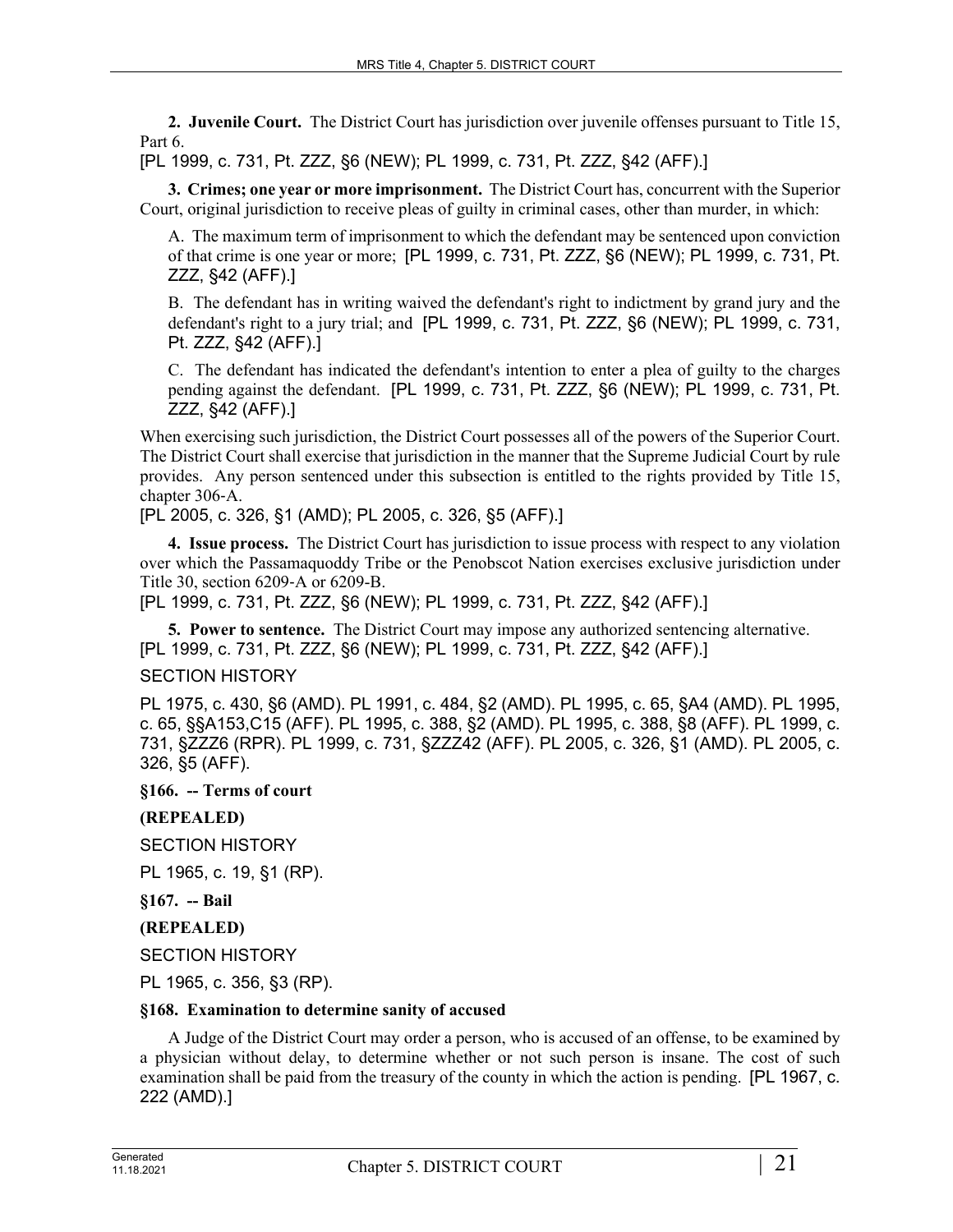**2. Juvenile Court.** The District Court has jurisdiction over juvenile offenses pursuant to Title 15, Part 6.

[PL 1999, c. 731, Pt. ZZZ, §6 (NEW); PL 1999, c. 731, Pt. ZZZ, §42 (AFF).]

**3. Crimes; one year or more imprisonment.** The District Court has, concurrent with the Superior Court, original jurisdiction to receive pleas of guilty in criminal cases, other than murder, in which:

A. The maximum term of imprisonment to which the defendant may be sentenced upon conviction of that crime is one year or more; [PL 1999, c. 731, Pt. ZZZ, §6 (NEW); PL 1999, c. 731, Pt. ZZZ, §42 (AFF).]

B. The defendant has in writing waived the defendant's right to indictment by grand jury and the defendant's right to a jury trial; and [PL 1999, c. 731, Pt. ZZZ, §6 (NEW); PL 1999, c. 731, Pt. ZZZ, §42 (AFF).]

C. The defendant has indicated the defendant's intention to enter a plea of guilty to the charges pending against the defendant. [PL 1999, c. 731, Pt. ZZZ, §6 (NEW); PL 1999, c. 731, Pt. ZZZ, §42 (AFF).]

When exercising such jurisdiction, the District Court possesses all of the powers of the Superior Court. The District Court shall exercise that jurisdiction in the manner that the Supreme Judicial Court by rule provides. Any person sentenced under this subsection is entitled to the rights provided by Title 15, chapter 306-A.

[PL 2005, c. 326, §1 (AMD); PL 2005, c. 326, §5 (AFF).]

**4. Issue process.** The District Court has jurisdiction to issue process with respect to any violation over which the Passamaquoddy Tribe or the Penobscot Nation exercises exclusive jurisdiction under Title 30, section 6209-A or 6209-B.

[PL 1999, c. 731, Pt. ZZZ, §6 (NEW); PL 1999, c. 731, Pt. ZZZ, §42 (AFF).]

**5. Power to sentence.** The District Court may impose any authorized sentencing alternative.

[PL 1999, c. 731, Pt. ZZZ, §6 (NEW); PL 1999, c. 731, Pt. ZZZ, §42 (AFF).]

SECTION HISTORY

PL 1975, c. 430, §6 (AMD). PL 1991, c. 484, §2 (AMD). PL 1995, c. 65, §A4 (AMD). PL 1995, c. 65, §§A153,C15 (AFF). PL 1995, c. 388, §2 (AMD). PL 1995, c. 388, §8 (AFF). PL 1999, c. 731, §ZZZ6 (RPR). PL 1999, c. 731, §ZZZ42 (AFF). PL 2005, c. 326, §1 (AMD). PL 2005, c. 326, §5 (AFF).

### §166. -- Terms of court

**(REPEALED)**

SECTION HISTORY

PL 1965, c. 19, §1 (RP).

### §167. -- Bail

**(REPEALED)**

SECTION HISTORY

PL 1965, c. 356, §3 (RP).

### §168. Examination to determine sanity of accused

A Judge of the District Court may order a person, who is accused of an offense, to be examined by a physician without delay, to determine whether or not such person is insane. The cost of such examination shall be paid from the treasury of the county in which the action is pending. [PL 1967, c. 222 (AMD).]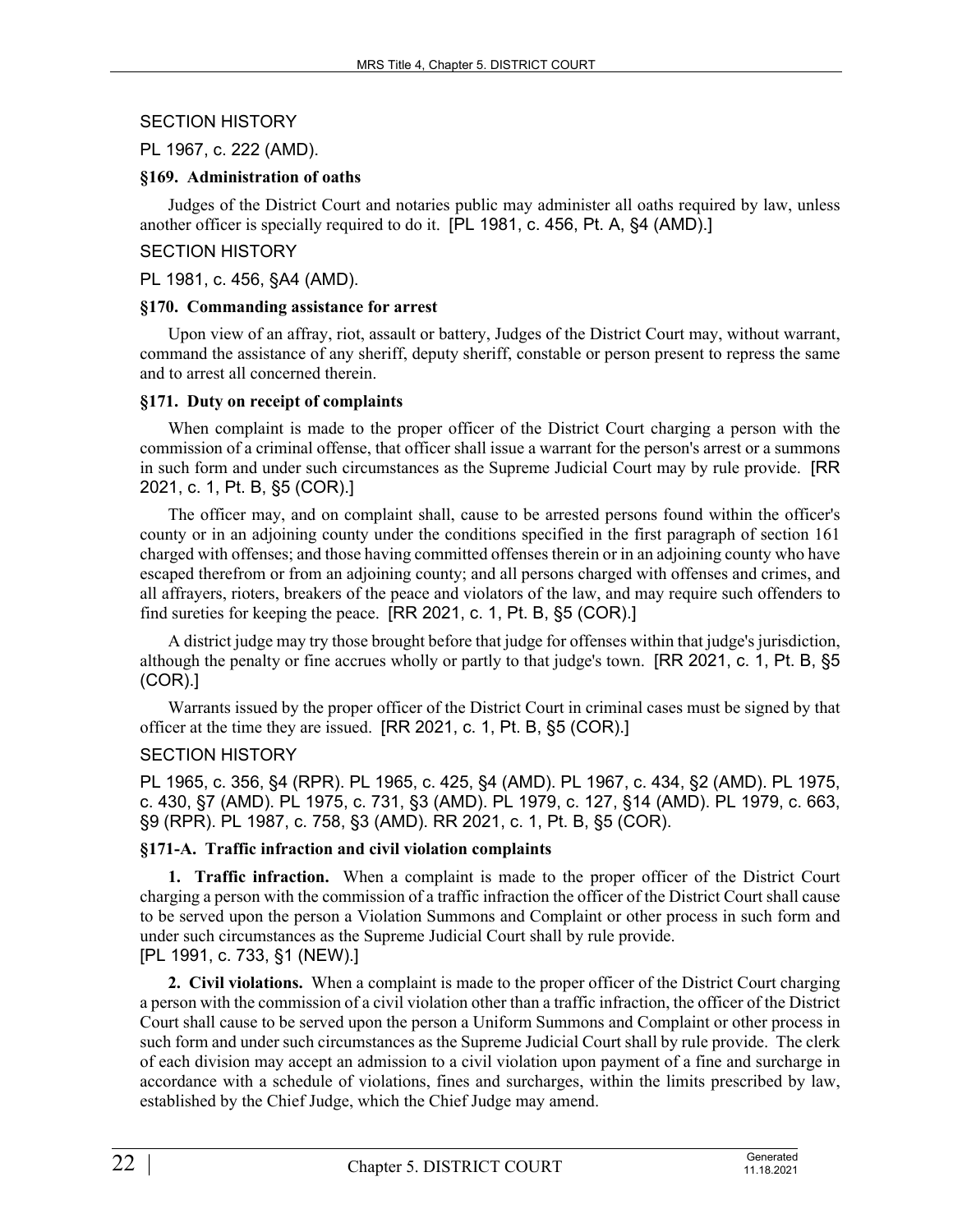SECTION HISTORY

PL 1967, c. 222 (AMD).

### §169. Administration of oaths

Judges of the District Court and notaries public may administer all oaths required by law, unless another officer is specially required to do it. [PL 1981, c. 456, Pt. A, §4 (AMD).]

SECTION HISTORY

PL 1981, c. 456, §A4 (AMD).

### §170. Commanding assistance for arrest

Upon view of an affray, riot, assault or battery, Judges of the District Court may, without warrant, command the assistance of any sheriff, deputy sheriff, constable or person present to repress the same and to arrest all concerned therein.

### §171. Duty on receipt of complaints

When complaint is made to the proper officer of the District Court charging a person with the commission of a criminal offense, that officer shall issue a warrant for the person's arrest or a summons in such form and under such circumstances as the Supreme Judicial Court may by rule provide. [RR 2021, c. 1, Pt. B, §5 (COR).]

The officer may, and on complaint shall, cause to be arrested persons found within the officer's county or in an adjoining county under the conditions specified in the first paragraph of section 161 charged with offenses; and those having committed offenses therein or in an adjoining county who have escaped therefrom or from an adjoining county; and all persons charged with offenses and crimes, and all affrayers, rioters, breakers of the peace and violators of the law, and may require such offenders to find sureties for keeping the peace. [RR 2021, c. 1, Pt. B, §5 (COR).]

A district judge may try those brought before that judge for offenses within that judge's jurisdiction, although the penalty or fine accrues wholly or partly to that judge's town. [RR 2021, c. 1, Pt. B, §5 (COR).]

Warrants issued by the proper officer of the District Court in criminal cases must be signed by that officer at the time they are issued. [RR 2021, c. 1, Pt. B, §5 (COR).]

SECTION HISTORY

PL 1965, c. 356, §4 (RPR). PL 1965, c. 425, §4 (AMD). PL 1967, c. 434, §2 (AMD). PL 1975, c. 430, §7 (AMD). PL 1975, c. 731, §3 (AMD). PL 1979, c. 127, §14 (AMD). PL 1979, c. 663, §9 (RPR). PL 1987, c. 758, §3 (AMD). RR 2021, c. 1, Pt. B, §5 (COR).

### §171-A. Traffic infraction and civil violation complaints

**1. Traffic infraction.** When a complaint is made to the proper officer of the District Court charging a person with the commission of a traffic infraction the officer of the District Court shall cause to be served upon the person a Violation Summons and Complaint or other process in such form and under such circumstances as the Supreme Judicial Court shall by rule provide.
[PL 1991, c. 733, §1 (NEW).]

**2. Civil violations.** When a complaint is made to the proper officer of the District Court charging a person with the commission of a civil violation other than a traffic infraction, the officer of the District Court shall cause to be served upon the person a Uniform Summons and Complaint or other process in such form and under such circumstances as the Supreme Judicial Court shall by rule provide. The clerk of each division may accept an admission to a civil violation upon payment of a fine and surcharge in accordance with a schedule of violations, fines and surcharges, within the limits prescribed by law, established by the Chief Judge, which the Chief Judge may amend.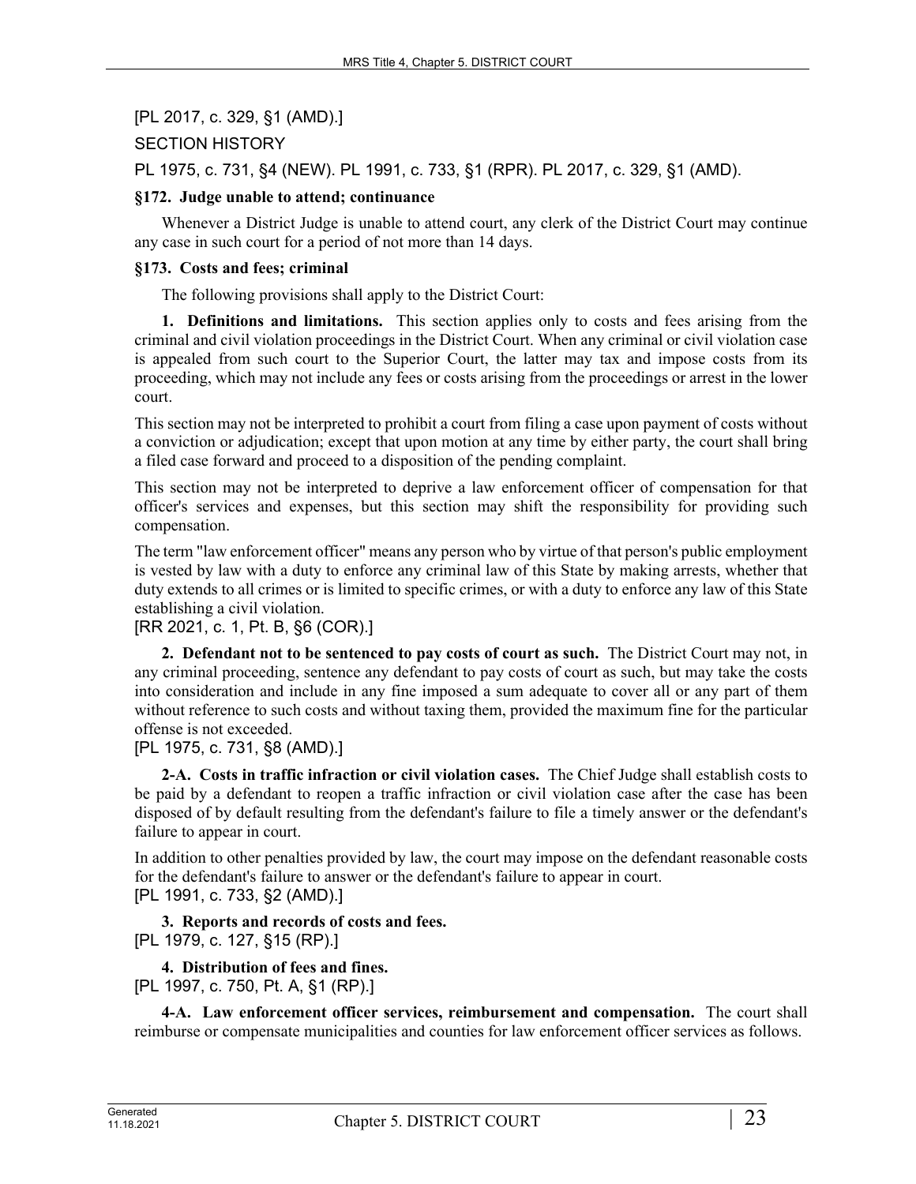[PL 2017, c. 329, §1 (AMD).]

SECTION HISTORY

PL 1975, c. 731, §4 (NEW). PL 1991, c. 733, §1 (RPR). PL 2017, c. 329, §1 (AMD).

### §172. Judge unable to attend; continuance

Whenever a District Judge is unable to attend court, any clerk of the District Court may continue any case in such court for a period of not more than 14 days.

### §173. Costs and fees; criminal

The following provisions shall apply to the District Court:

**1. Definitions and limitations.** This section applies only to costs and fees arising from the criminal and civil violation proceedings in the District Court. When any criminal or civil violation case is appealed from such court to the Superior Court, the latter may tax and impose costs from its proceeding, which may not include any fees or costs arising from the proceedings or arrest in the lower court.

This section may not be interpreted to prohibit a court from filing a case upon payment of costs without a conviction or adjudication; except that upon motion at any time by either party, the court shall bring a filed case forward and proceed to a disposition of the pending complaint.

This section may not be interpreted to deprive a law enforcement officer of compensation for that officer's services and expenses, but this section may shift the responsibility for providing such compensation.

The term "law enforcement officer" means any person who by virtue of that person's public employment is vested by law with a duty to enforce any criminal law of this State by making arrests, whether that duty extends to all crimes or is limited to specific crimes, or with a duty to enforce any law of this State establishing a civil violation.

[RR 2021, c. 1, Pt. B, §6 (COR).]

**2. Defendant not to be sentenced to pay costs of court as such.** The District Court may not, in any criminal proceeding, sentence any defendant to pay costs of court as such, but may take the costs into consideration and include in any fine imposed a sum adequate to cover all or any part of them without reference to such costs and without taxing them, provided the maximum fine for the particular offense is not exceeded.

[PL 1975, c. 731, §8 (AMD).]

**2-A. Costs in traffic infraction or civil violation cases.** The Chief Judge shall establish costs to be paid by a defendant to reopen a traffic infraction or civil violation case after the case has been disposed of by default resulting from the defendant's failure to file a timely answer or the defendant's failure to appear in court.

In addition to other penalties provided by law, the court may impose on the defendant reasonable costs for the defendant's failure to answer or the defendant's failure to appear in court.

[PL 1991, c. 733, §2 (AMD).]

**3. Reports and records of costs and fees.**

[PL 1979, c. 127, §15 (RP).]

**4. Distribution of fees and fines.**

[PL 1997, c. 750, Pt. A, §1 (RP).]

**4-A. Law enforcement officer services, reimbursement and compensation.** The court shall reimburse or compensate municipalities and counties for law enforcement officer services as follows.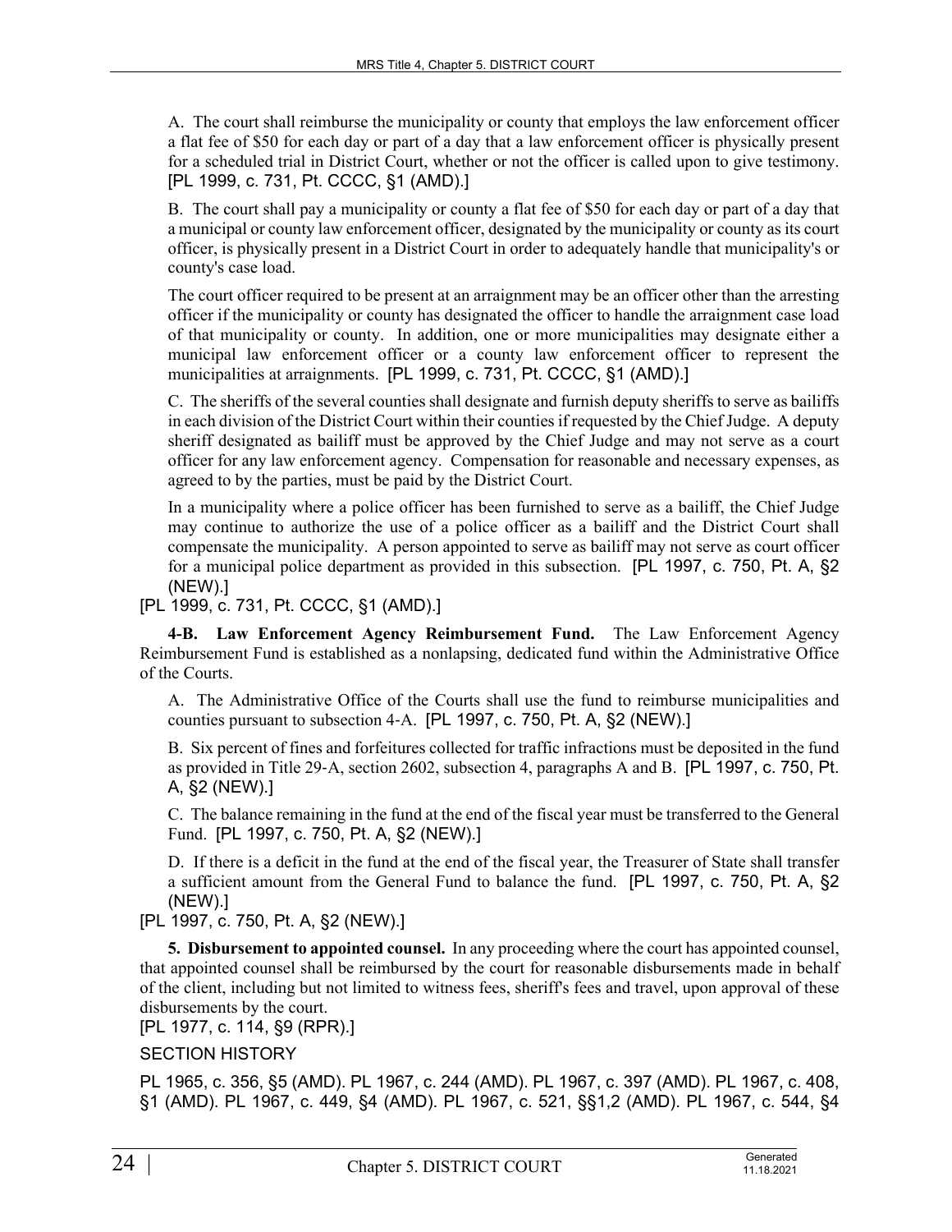A. The court shall reimburse the municipality or county that employs the law enforcement officer a flat fee of $50 for each day or part of a day that a law enforcement officer is physically present for a scheduled trial in District Court, whether or not the officer is called upon to give testimony. [PL 1999, c. 731, Pt. CCCC, §1 (AMD).]

B. The court shall pay a municipality or county a flat fee of $50 for each day or part of a day that a municipal or county law enforcement officer, designated by the municipality or county as its court officer, is physically present in a District Court in order to adequately handle that municipality's or county's case load.

The court officer required to be present at an arraignment may be an officer other than the arresting officer if the municipality or county has designated the officer to handle the arraignment case load of that municipality or county. In addition, one or more municipalities may designate either a municipal law enforcement officer or a county law enforcement officer to represent the municipalities at arraignments. [PL 1999, c. 731, Pt. CCCC, §1 (AMD).]

C. The sheriffs of the several counties shall designate and furnish deputy sheriffs to serve as bailiffs in each division of the District Court within their counties if requested by the Chief Judge. A deputy sheriff designated as bailiff must be approved by the Chief Judge and may not serve as a court officer for any law enforcement agency. Compensation for reasonable and necessary expenses, as agreed to by the parties, must be paid by the District Court.

In a municipality where a police officer has been furnished to serve as a bailiff, the Chief Judge may continue to authorize the use of a police officer as a bailiff and the District Court shall compensate the municipality. A person appointed to serve as bailiff may not serve as court officer for a municipal police department as provided in this subsection. [PL 1997, c. 750, Pt. A, §2 (NEW).]

[PL 1999, c. 731, Pt. CCCC, §1 (AMD).]

**4-B. Law Enforcement Agency Reimbursement Fund.** The Law Enforcement Agency Reimbursement Fund is established as a nonlapsing, dedicated fund within the Administrative Office of the Courts.

A. The Administrative Office of the Courts shall use the fund to reimburse municipalities and counties pursuant to subsection 4-A. [PL 1997, c. 750, Pt. A, §2 (NEW).]

B. Six percent of fines and forfeitures collected for traffic infractions must be deposited in the fund as provided in Title 29-A, section 2602, subsection 4, paragraphs A and B. [PL 1997, c. 750, Pt. A, §2 (NEW).]

C. The balance remaining in the fund at the end of the fiscal year must be transferred to the General Fund. [PL 1997, c. 750, Pt. A, §2 (NEW).]

D. If there is a deficit in the fund at the end of the fiscal year, the Treasurer of State shall transfer a sufficient amount from the General Fund to balance the fund. [PL 1997, c. 750, Pt. A, §2 (NEW).]

[PL 1997, c. 750, Pt. A, §2 (NEW).]

**5. Disbursement to appointed counsel.** In any proceeding where the court has appointed counsel, that appointed counsel shall be reimbursed by the court for reasonable disbursements made in behalf of the client, including but not limited to witness fees, sheriff's fees and travel, upon approval of these disbursements by the court.

[PL 1977, c. 114, §9 (RPR).]

SECTION HISTORY

PL 1965, c. 356, §5 (AMD). PL 1967, c. 244 (AMD). PL 1967, c. 397 (AMD). PL 1967, c. 408, §1 (AMD). PL 1967, c. 449, §4 (AMD). PL 1967, c. 521, §§1,2 (AMD). PL 1967, c. 544, §4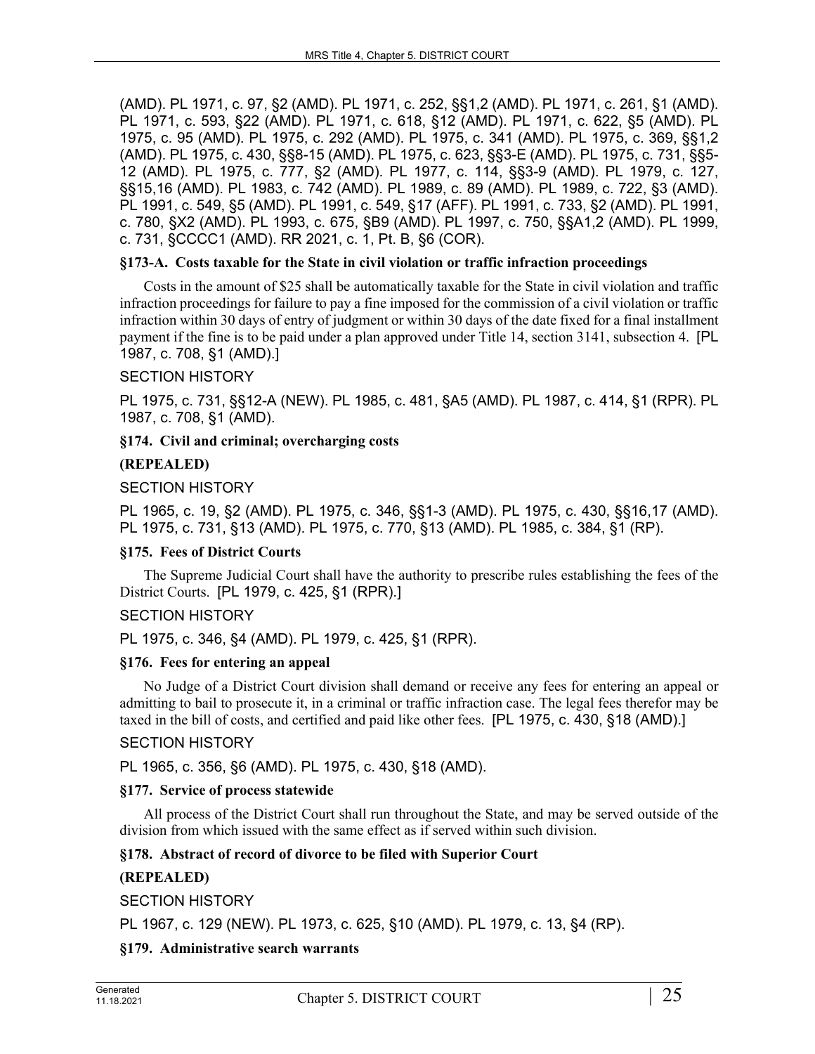(AMD). PL 1971, c. 97, §2 (AMD). PL 1971, c. 252, §§1,2 (AMD). PL 1971, c. 261, §1 (AMD). PL 1971, c. 593, §22 (AMD). PL 1971, c. 618, §12 (AMD). PL 1971, c. 622, §5 (AMD). PL 1975, c. 95 (AMD). PL 1975, c. 292 (AMD). PL 1975, c. 341 (AMD). PL 1975, c. 369, §§1,2 (AMD). PL 1975, c. 430, §§8-15 (AMD). PL 1975, c. 623, §§3-E (AMD). PL 1975, c. 731, §§5-12 (AMD). PL 1975, c. 777, §2 (AMD). PL 1977, c. 114, §§3-9 (AMD). PL 1979, c. 127, §§15,16 (AMD). PL 1983, c. 742 (AMD). PL 1989, c. 89 (AMD). PL 1989, c. 722, §3 (AMD). PL 1991, c. 549, §5 (AMD). PL 1991, c. 549, §17 (AFF). PL 1991, c. 733, §2 (AMD). PL 1991, c. 780, §X2 (AMD). PL 1993, c. 675, §B9 (AMD). PL 1997, c. 750, §§A1,2 (AMD). PL 1999, c. 731, §CCCC1 (AMD). RR 2021, c. 1, Pt. B, §6 (COR).

**§173-A. Costs taxable for the State in civil violation or traffic infraction proceedings**

Costs in the amount of $25 shall be automatically taxable for the State in civil violation and traffic infraction proceedings for failure to pay a fine imposed for the commission of a civil violation or traffic infraction within 30 days of entry of judgment or within 30 days of the date fixed for a final installment payment if the fine is to be paid under a plan approved under Title 14, section 3141, subsection 4. [PL 1987, c. 708, §1 (AMD).]

SECTION HISTORY

PL 1975, c. 731, §§12-A (NEW). PL 1985, c. 481, §A5 (AMD). PL 1987, c. 414, §1 (RPR). PL 1987, c. 708, §1 (AMD).

**§174. Civil and criminal; overcharging costs**

**(REPEALED)**

SECTION HISTORY

PL 1965, c. 19, §2 (AMD). PL 1975, c. 346, §§1-3 (AMD). PL 1975, c. 430, §§16,17 (AMD). PL 1975, c. 731, §13 (AMD). PL 1975, c. 770, §13 (AMD). PL 1985, c. 384, §1 (RP).

**§175. Fees of District Courts**

The Supreme Judicial Court shall have the authority to prescribe rules establishing the fees of the District Courts. [PL 1979, c. 425, §1 (RPR).]

SECTION HISTORY

PL 1975, c. 346, §4 (AMD). PL 1979, c. 425, §1 (RPR).

**§176. Fees for entering an appeal**

No Judge of a District Court division shall demand or receive any fees for entering an appeal or admitting to bail to prosecute it, in a criminal or traffic infraction case. The legal fees therefor may be taxed in the bill of costs, and certified and paid like other fees. [PL 1975, c. 430, §18 (AMD).]

SECTION HISTORY

PL 1965, c. 356, §6 (AMD). PL 1975, c. 430, §18 (AMD).

**§177. Service of process statewide**

All process of the District Court shall run throughout the State, and may be served outside of the division from which issued with the same effect as if served within such division.

**§178. Abstract of record of divorce to be filed with Superior Court**

**(REPEALED)**

SECTION HISTORY

PL 1967, c. 129 (NEW). PL 1973, c. 625, §10 (AMD). PL 1979, c. 13, §4 (RP).

**§179. Administrative search warrants**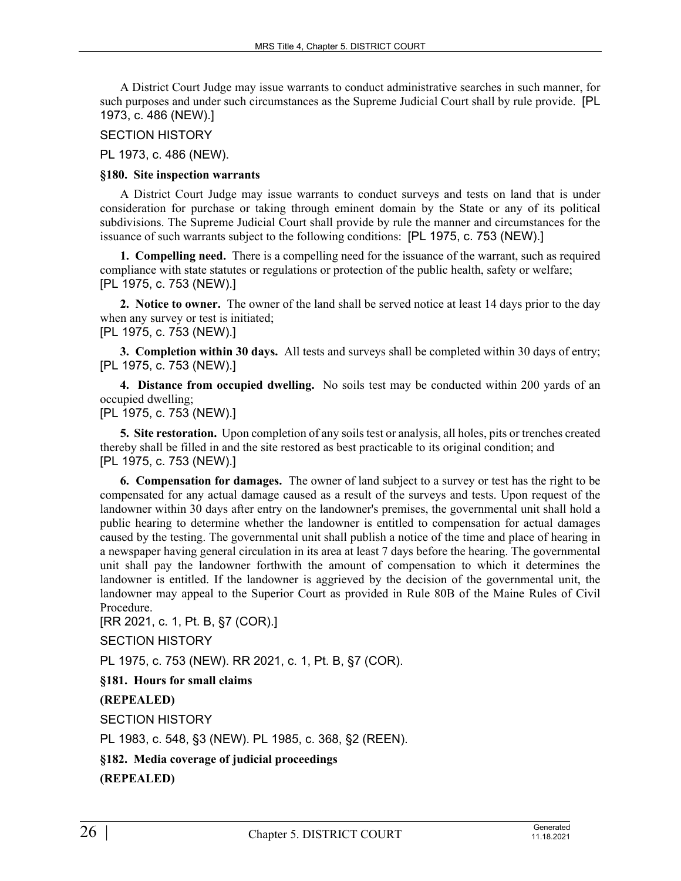A District Court Judge may issue warrants to conduct administrative searches in such manner, for such purposes and under such circumstances as the Supreme Judicial Court shall by rule provide. [PL 1973, c. 486 (NEW).]

SECTION HISTORY

PL 1973, c. 486 (NEW).

**§180. Site inspection warrants**

A District Court Judge may issue warrants to conduct surveys and tests on land that is under consideration for purchase or taking through eminent domain by the State or any of its political subdivisions. The Supreme Judicial Court shall provide by rule the manner and circumstances for the issuance of such warrants subject to the following conditions: [PL 1975, c. 753 (NEW).]

**1. Compelling need.** There is a compelling need for the issuance of the warrant, such as required compliance with state statutes or regulations or protection of the public health, safety or welfare;
[PL 1975, c. 753 (NEW).]

**2. Notice to owner.** The owner of the land shall be served notice at least 14 days prior to the day when any survey or test is initiated;
[PL 1975, c. 753 (NEW).]

**3. Completion within 30 days.** All tests and surveys shall be completed within 30 days of entry;
[PL 1975, c. 753 (NEW).]

**4. Distance from occupied dwelling.** No soils test may be conducted within 200 yards of an occupied dwelling;
[PL 1975, c. 753 (NEW).]

**5. Site restoration.** Upon completion of any soils test or analysis, all holes, pits or trenches created thereby shall be filled in and the site restored as best practicable to its original condition; and
[PL 1975, c. 753 (NEW).]

**6. Compensation for damages.** The owner of land subject to a survey or test has the right to be compensated for any actual damage caused as a result of the surveys and tests. Upon request of the landowner within 30 days after entry on the landowner's premises, the governmental unit shall hold a public hearing to determine whether the landowner is entitled to compensation for actual damages caused by the testing. The governmental unit shall publish a notice of the time and place of hearing in a newspaper having general circulation in its area at least 7 days before the hearing. The governmental unit shall pay the landowner forthwith the amount of compensation to which it determines the landowner is entitled. If the landowner is aggrieved by the decision of the governmental unit, the landowner may appeal to the Superior Court as provided in Rule 80B of the Maine Rules of Civil Procedure.
[RR 2021, c. 1, Pt. B, §7 (COR).]

SECTION HISTORY

PL 1975, c. 753 (NEW). RR 2021, c. 1, Pt. B, §7 (COR).

**§181. Hours for small claims**

**(REPEALED)**

SECTION HISTORY

PL 1983, c. 548, §3 (NEW). PL 1985, c. 368, §2 (REEN).

**§182. Media coverage of judicial proceedings**

**(REPEALED)**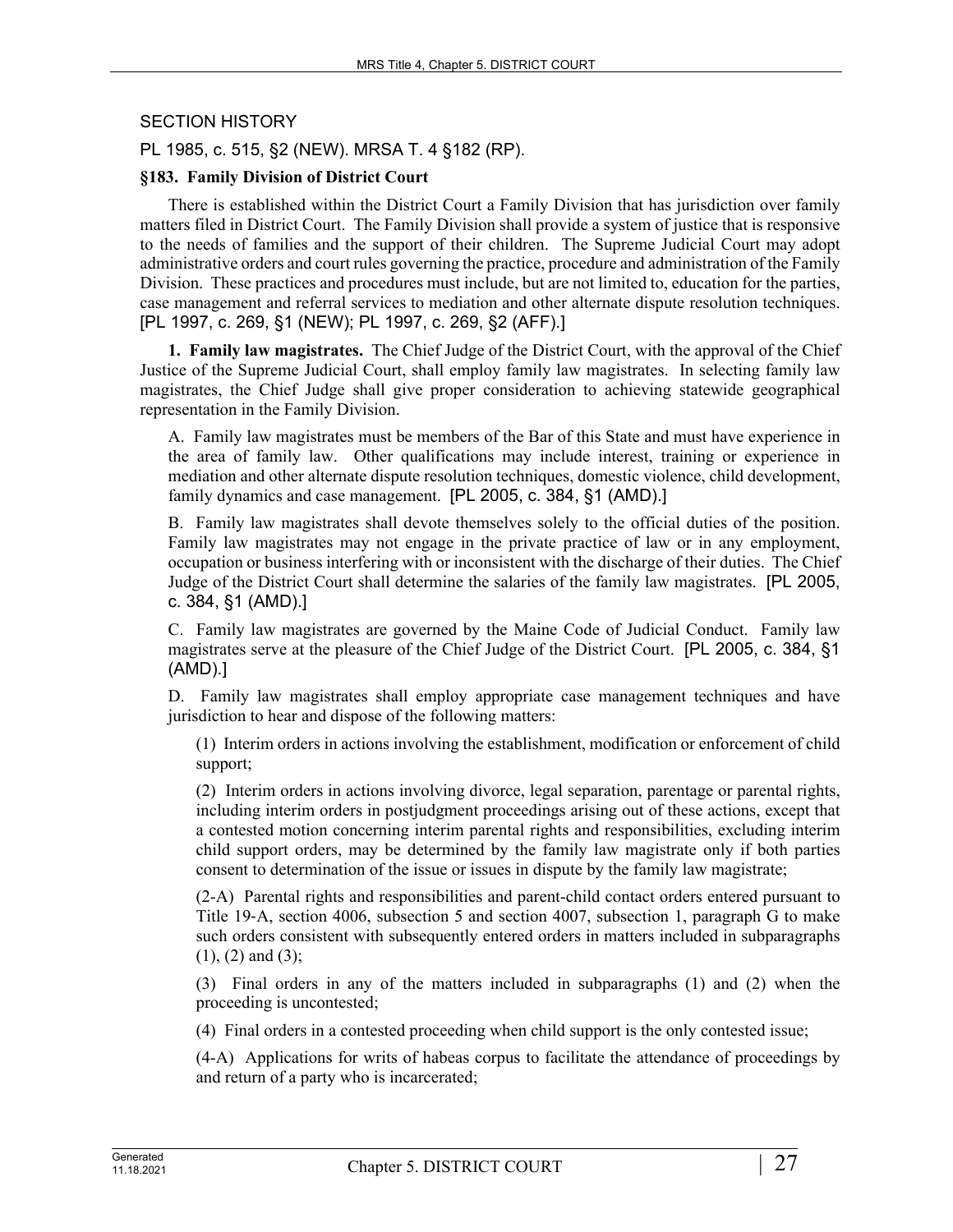SECTION HISTORY

PL 1985, c. 515, §2 (NEW). MRSA T. 4 §182 (RP).

**§183. Family Division of District Court**

There is established within the District Court a Family Division that has jurisdiction over family matters filed in District Court. The Family Division shall provide a system of justice that is responsive to the needs of families and the support of their children. The Supreme Judicial Court may adopt administrative orders and court rules governing the practice, procedure and administration of the Family Division. These practices and procedures must include, but are not limited to, education for the parties, case management and referral services to mediation and other alternate dispute resolution techniques. [PL 1997, c. 269, §1 (NEW); PL 1997, c. 269, §2 (AFF).]

**1. Family law magistrates.** The Chief Judge of the District Court, with the approval of the Chief Justice of the Supreme Judicial Court, shall employ family law magistrates. In selecting family law magistrates, the Chief Judge shall give proper consideration to achieving statewide geographical representation in the Family Division.

A. Family law magistrates must be members of the Bar of this State and must have experience in the area of family law. Other qualifications may include interest, training or experience in mediation and other alternate dispute resolution techniques, domestic violence, child development, family dynamics and case management. [PL 2005, c. 384, §1 (AMD).]

B. Family law magistrates shall devote themselves solely to the official duties of the position. Family law magistrates may not engage in the private practice of law or in any employment, occupation or business interfering with or inconsistent with the discharge of their duties. The Chief Judge of the District Court shall determine the salaries of the family law magistrates. [PL 2005, c. 384, §1 (AMD).]

C. Family law magistrates are governed by the Maine Code of Judicial Conduct. Family law magistrates serve at the pleasure of the Chief Judge of the District Court. [PL 2005, c. 384, §1 (AMD).]

D. Family law magistrates shall employ appropriate case management techniques and have jurisdiction to hear and dispose of the following matters:

(1) Interim orders in actions involving the establishment, modification or enforcement of child support;

(2) Interim orders in actions involving divorce, legal separation, parentage or parental rights, including interim orders in postjudgment proceedings arising out of these actions, except that a contested motion concerning interim parental rights and responsibilities, excluding interim child support orders, may be determined by the family law magistrate only if both parties consent to determination of the issue or issues in dispute by the family law magistrate;

(2-A) Parental rights and responsibilities and parent-child contact orders entered pursuant to Title 19-A, section 4006, subsection 5 and section 4007, subsection 1, paragraph G to make such orders consistent with subsequently entered orders in matters included in subparagraphs (1), (2) and (3);

(3) Final orders in any of the matters included in subparagraphs (1) and (2) when the proceeding is uncontested;

(4) Final orders in a contested proceeding when child support is the only contested issue;

(4-A) Applications for writs of habeas corpus to facilitate the attendance of proceedings by and return of a party who is incarcerated;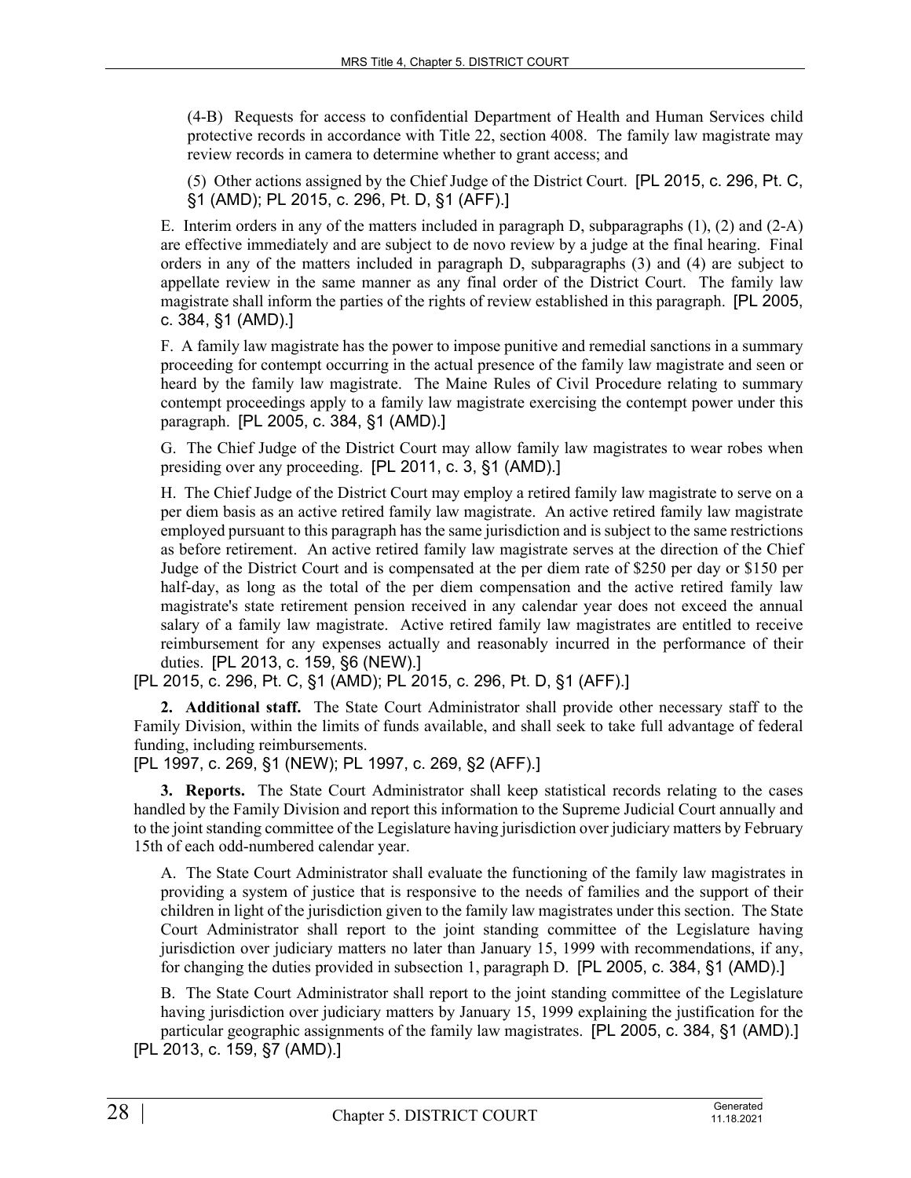(4-B) Requests for access to confidential Department of Health and Human Services child protective records in accordance with Title 22, section 4008. The family law magistrate may review records in camera to determine whether to grant access; and

(5) Other actions assigned by the Chief Judge of the District Court. [PL 2015, c. 296, Pt. C, §1 (AMD); PL 2015, c. 296, Pt. D, §1 (AFF).]

E. Interim orders in any of the matters included in paragraph D, subparagraphs (1), (2) and (2-A) are effective immediately and are subject to de novo review by a judge at the final hearing. Final orders in any of the matters included in paragraph D, subparagraphs (3) and (4) are subject to appellate review in the same manner as any final order of the District Court. The family law magistrate shall inform the parties of the rights of review established in this paragraph. [PL 2005, c. 384, §1 (AMD).]

F. A family law magistrate has the power to impose punitive and remedial sanctions in a summary proceeding for contempt occurring in the actual presence of the family law magistrate and seen or heard by the family law magistrate. The Maine Rules of Civil Procedure relating to summary contempt proceedings apply to a family law magistrate exercising the contempt power under this paragraph. [PL 2005, c. 384, §1 (AMD).]

G. The Chief Judge of the District Court may allow family law magistrates to wear robes when presiding over any proceeding. [PL 2011, c. 3, §1 (AMD).]

H. The Chief Judge of the District Court may employ a retired family law magistrate to serve on a per diem basis as an active retired family law magistrate. An active retired family law magistrate employed pursuant to this paragraph has the same jurisdiction and is subject to the same restrictions as before retirement. An active retired family law magistrate serves at the direction of the Chief Judge of the District Court and is compensated at the per diem rate of $250 per day or $150 per half-day, as long as the total of the per diem compensation and the active retired family law magistrate's state retirement pension received in any calendar year does not exceed the annual salary of a family law magistrate. Active retired family law magistrates are entitled to receive reimbursement for any expenses actually and reasonably incurred in the performance of their duties. [PL 2013, c. 159, §6 (NEW).]

[PL 2015, c. 296, Pt. C, §1 (AMD); PL 2015, c. 296, Pt. D, §1 (AFF).]

**2. Additional staff.** The State Court Administrator shall provide other necessary staff to the Family Division, within the limits of funds available, and shall seek to take full advantage of federal funding, including reimbursements.

[PL 1997, c. 269, §1 (NEW); PL 1997, c. 269, §2 (AFF).]

**3. Reports.** The State Court Administrator shall keep statistical records relating to the cases handled by the Family Division and report this information to the Supreme Judicial Court annually and to the joint standing committee of the Legislature having jurisdiction over judiciary matters by February 15th of each odd-numbered calendar year.

A. The State Court Administrator shall evaluate the functioning of the family law magistrates in providing a system of justice that is responsive to the needs of families and the support of their children in light of the jurisdiction given to the family law magistrates under this section. The State Court Administrator shall report to the joint standing committee of the Legislature having jurisdiction over judiciary matters no later than January 15, 1999 with recommendations, if any, for changing the duties provided in subsection 1, paragraph D. [PL 2005, c. 384, §1 (AMD).]

B. The State Court Administrator shall report to the joint standing committee of the Legislature having jurisdiction over judiciary matters by January 15, 1999 explaining the justification for the particular geographic assignments of the family law magistrates. [PL 2005, c. 384, §1 (AMD).]

[PL 2013, c. 159, §7 (AMD).]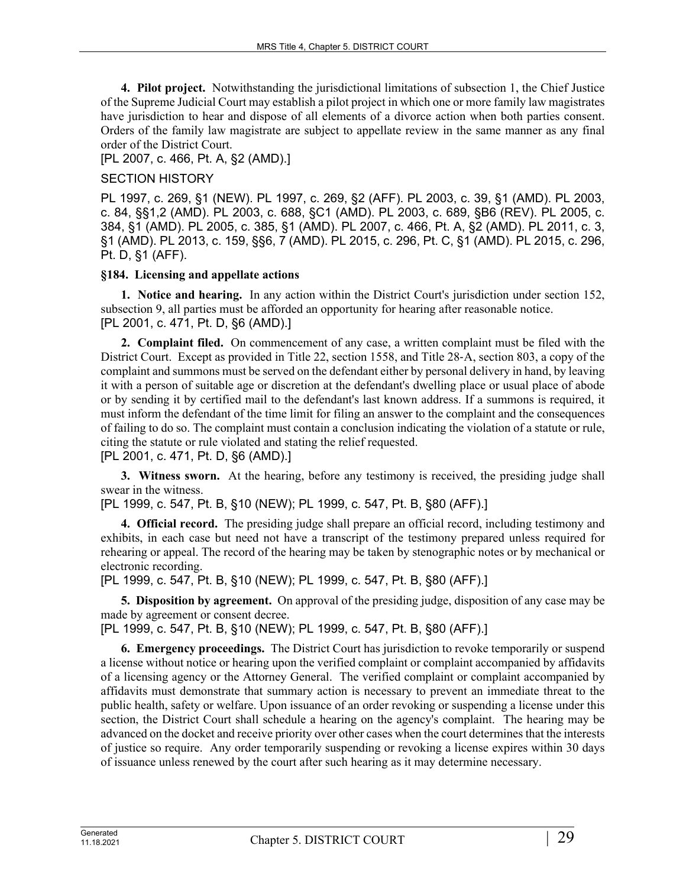**4. Pilot project.** Notwithstanding the jurisdictional limitations of subsection 1, the Chief Justice of the Supreme Judicial Court may establish a pilot project in which one or more family law magistrates have jurisdiction to hear and dispose of all elements of a divorce action when both parties consent. Orders of the family law magistrate are subject to appellate review in the same manner as any final order of the District Court.

[PL 2007, c. 466, Pt. A, §2 (AMD).]

SECTION HISTORY

PL 1997, c. 269, §1 (NEW). PL 1997, c. 269, §2 (AFF). PL 2003, c. 39, §1 (AMD). PL 2003, c. 84, §§1,2 (AMD). PL 2003, c. 688, §C1 (AMD). PL 2003, c. 689, §B6 (REV). PL 2005, c. 384, §1 (AMD). PL 2005, c. 385, §1 (AMD). PL 2007, c. 466, Pt. A, §2 (AMD). PL 2011, c. 3, §1 (AMD). PL 2013, c. 159, §§6, 7 (AMD). PL 2015, c. 296, Pt. C, §1 (AMD). PL 2015, c. 296, Pt. D, §1 (AFF).

### §184. Licensing and appellate actions

**1. Notice and hearing.** In any action within the District Court's jurisdiction under section 152, subsection 9, all parties must be afforded an opportunity for hearing after reasonable notice.

[PL 2001, c. 471, Pt. D, §6 (AMD).]

**2. Complaint filed.** On commencement of any case, a written complaint must be filed with the District Court. Except as provided in Title 22, section 1558, and Title 28-A, section 803, a copy of the complaint and summons must be served on the defendant either by personal delivery in hand, by leaving it with a person of suitable age or discretion at the defendant's dwelling place or usual place of abode or by sending it by certified mail to the defendant's last known address. If a summons is required, it must inform the defendant of the time limit for filing an answer to the complaint and the consequences of failing to do so. The complaint must contain a conclusion indicating the violation of a statute or rule, citing the statute or rule violated and stating the relief requested.

[PL 2001, c. 471, Pt. D, §6 (AMD).]

**3. Witness sworn.** At the hearing, before any testimony is received, the presiding judge shall swear in the witness.

[PL 1999, c. 547, Pt. B, §10 (NEW); PL 1999, c. 547, Pt. B, §80 (AFF).]

**4. Official record.** The presiding judge shall prepare an official record, including testimony and exhibits, in each case but need not have a transcript of the testimony prepared unless required for rehearing or appeal. The record of the hearing may be taken by stenographic notes or by mechanical or electronic recording.

[PL 1999, c. 547, Pt. B, §10 (NEW); PL 1999, c. 547, Pt. B, §80 (AFF).]

**5. Disposition by agreement.** On approval of the presiding judge, disposition of any case may be made by agreement or consent decree.

[PL 1999, c. 547, Pt. B, §10 (NEW); PL 1999, c. 547, Pt. B, §80 (AFF).]

**6. Emergency proceedings.** The District Court has jurisdiction to revoke temporarily or suspend a license without notice or hearing upon the verified complaint or complaint accompanied by affidavits of a licensing agency or the Attorney General. The verified complaint or complaint accompanied by affidavits must demonstrate that summary action is necessary to prevent an immediate threat to the public health, safety or welfare. Upon issuance of an order revoking or suspending a license under this section, the District Court shall schedule a hearing on the agency's complaint. The hearing may be advanced on the docket and receive priority over other cases when the court determines that the interests of justice so require. Any order temporarily suspending or revoking a license expires within 30 days of issuance unless renewed by the court after such hearing as it may determine necessary.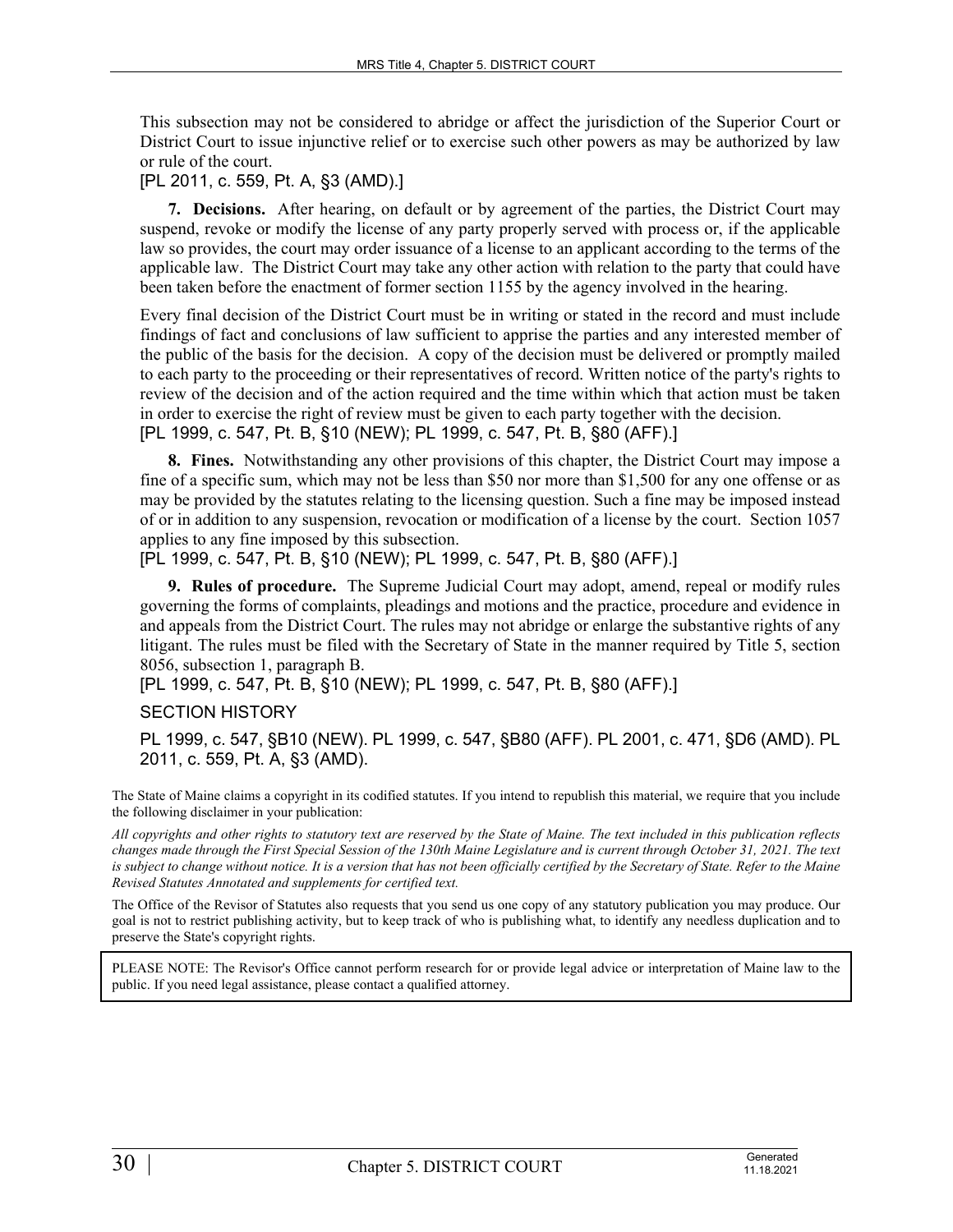This subsection may not be considered to abridge or affect the jurisdiction of the Superior Court or District Court to issue injunctive relief or to exercise such other powers as may be authorized by law or rule of the court.

[PL 2011, c. 559, Pt. A, §3 (AMD).]

**7. Decisions.** After hearing, on default or by agreement of the parties, the District Court may suspend, revoke or modify the license of any party properly served with process or, if the applicable law so provides, the court may order issuance of a license to an applicant according to the terms of the applicable law. The District Court may take any other action with relation to the party that could have been taken before the enactment of former section 1155 by the agency involved in the hearing.

Every final decision of the District Court must be in writing or stated in the record and must include findings of fact and conclusions of law sufficient to apprise the parties and any interested member of the public of the basis for the decision. A copy of the decision must be delivered or promptly mailed to each party to the proceeding or their representatives of record. Written notice of the party's rights to review of the decision and of the action required and the time within which that action must be taken in order to exercise the right of review must be given to each party together with the decision.

[PL 1999, c. 547, Pt. B, §10 (NEW); PL 1999, c. 547, Pt. B, §80 (AFF).]

**8. Fines.** Notwithstanding any other provisions of this chapter, the District Court may impose a fine of a specific sum, which may not be less than $50 nor more than $1,500 for any one offense or as may be provided by the statutes relating to the licensing question. Such a fine may be imposed instead of or in addition to any suspension, revocation or modification of a license by the court. Section 1057 applies to any fine imposed by this subsection.

[PL 1999, c. 547, Pt. B, §10 (NEW); PL 1999, c. 547, Pt. B, §80 (AFF).]

**9. Rules of procedure.** The Supreme Judicial Court may adopt, amend, repeal or modify rules governing the forms of complaints, pleadings and motions and the practice, procedure and evidence in and appeals from the District Court. The rules may not abridge or enlarge the substantive rights of any litigant. The rules must be filed with the Secretary of State in the manner required by Title 5, section 8056, subsection 1, paragraph B.

[PL 1999, c. 547, Pt. B, §10 (NEW); PL 1999, c. 547, Pt. B, §80 (AFF).]

SECTION HISTORY

PL 1999, c. 547, §B10 (NEW). PL 1999, c. 547, §B80 (AFF). PL 2001, c. 471, §D6 (AMD). PL 2011, c. 559, Pt. A, §3 (AMD).

The State of Maine claims a copyright in its codified statutes. If you intend to republish this material, we require that you include the following disclaimer in your publication:

*All copyrights and other rights to statutory text are reserved by the State of Maine. The text included in this publication reflects changes made through the First Special Session of the 130th Maine Legislature and is current through October 31, 2021. The text is subject to change without notice. It is a version that has not been officially certified by the Secretary of State. Refer to the Maine Revised Statutes Annotated and supplements for certified text.*

The Office of the Revisor of Statutes also requests that you send us one copy of any statutory publication you may produce. Our goal is not to restrict publishing activity, but to keep track of who is publishing what, to identify any needless duplication and to preserve the State's copyright rights.

PLEASE NOTE: The Revisor's Office cannot perform research for or provide legal advice or interpretation of Maine law to the public. If you need legal assistance, please contact a qualified attorney.